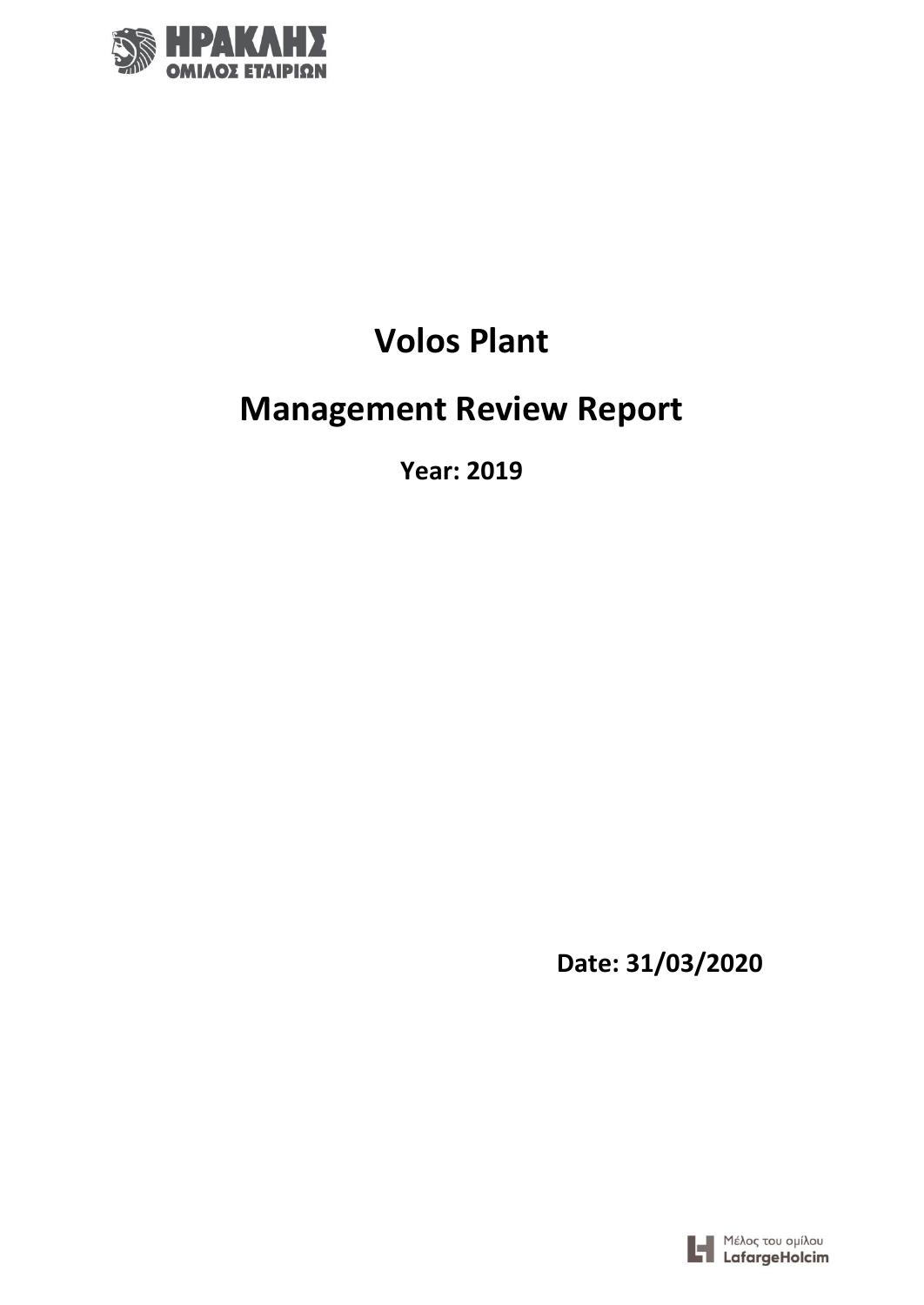ΗΡΑΚΛΗΣ
ΟΜΙΛΟΣ ΕΤΑΙΡΙΩΝ

# Volos Plant

# Management Review Report

**Year: 2019**

**Date: 31/03/2020**

Μέλος του ομίλου LafargeHolcim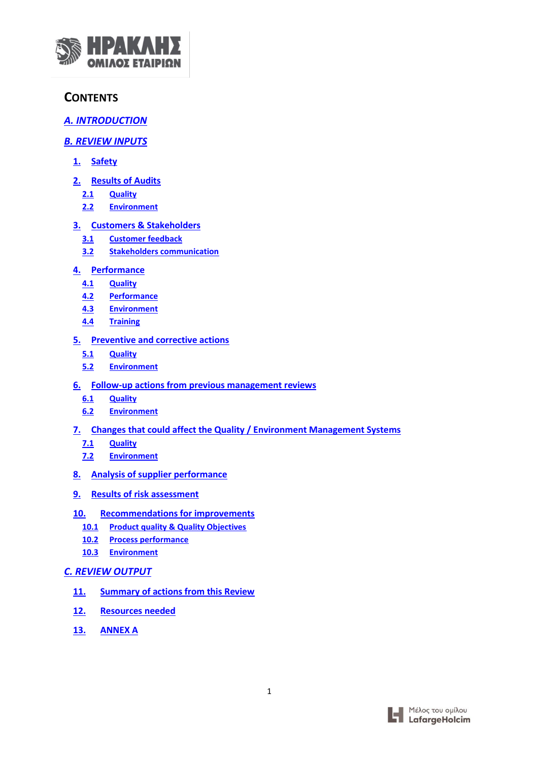# CONTENTS

A. INTRODUCTION

B. REVIEW INPUTS

1. Safety
2. Results of Audits
   - 2.1 Quality
   - 2.2 Environment
3. Customers & Stakeholders
   - 3.1 Customer feedback
   - 3.2 Stakeholders communication
4. Performance
   - 4.1 Quality
   - 4.2 Performance
   - 4.3 Environment
   - 4.4 Training
5. Preventive and corrective actions
   - 5.1 Quality
   - 5.2 Environment
6. Follow-up actions from previous management reviews
   - 6.1 Quality
   - 6.2 Environment
7. Changes that could affect the Quality / Environment Management Systems
   - 7.1 Quality
   - 7.2 Environment
8. Analysis of supplier performance
9. Results of risk assessment
10. Recommendations for improvements
    - 10.1 Product quality & Quality Objectives
    - 10.2 Process performance
    - 10.3 Environment

C. REVIEW OUTPUT

11. Summary of actions from this Review
12. Resources needed
13. ANNEX A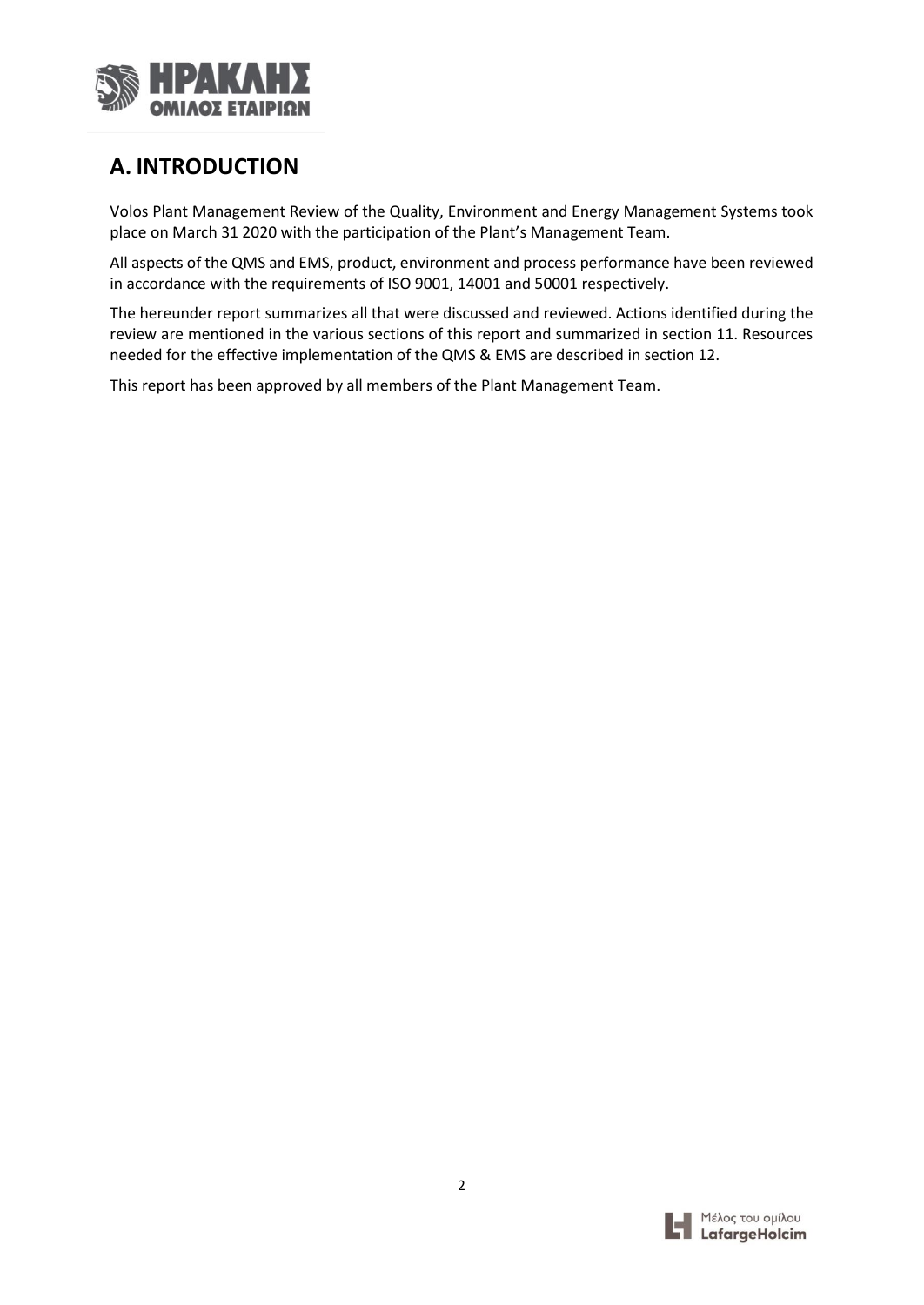# A. INTRODUCTION

Volos Plant Management Review of the Quality, Environment and Energy Management Systems took place on March 31 2020 with the participation of the Plant's Management Team.

All aspects of the QMS and EMS, product, environment and process performance have been reviewed in accordance with the requirements of ISO 9001, 14001 and 50001 respectively.

The hereunder report summarizes all that were discussed and reviewed. Actions identified during the review are mentioned in the various sections of this report and summarized in section 11. Resources needed for the effective implementation of the QMS & EMS are described in section 12.

This report has been approved by all members of the Plant Management Team.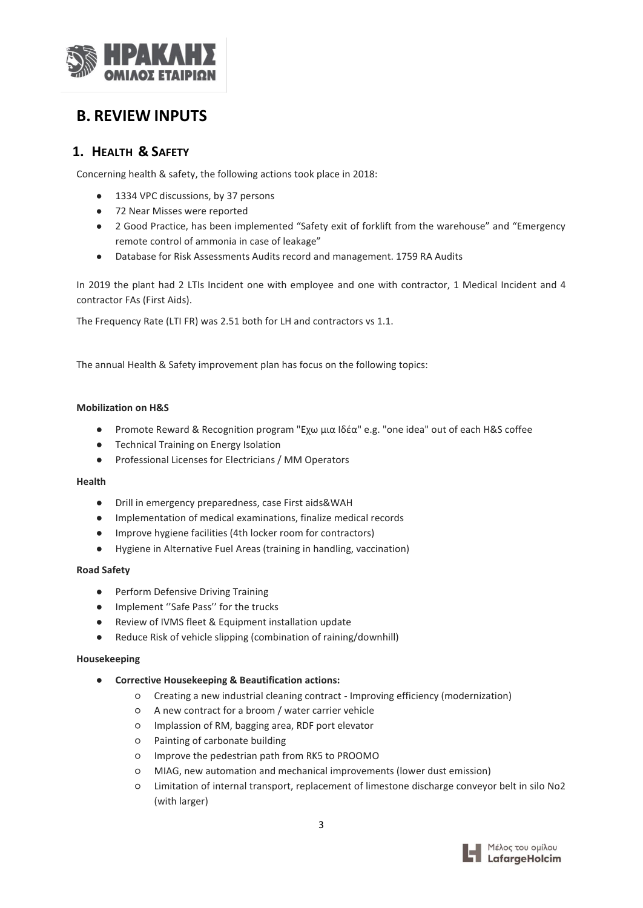# B. REVIEW INPUTS

## 1. HEALTH & SAFETY

Concerning health & safety, the following actions took place in 2018:

- 1334 VPC discussions, by 37 persons
- 72 Near Misses were reported
- 2 Good Practice, has been implemented "Safety exit of forklift from the warehouse" and "Emergency remote control of ammonia in case of leakage"
- Database for Risk Assessments Audits record and management. 1759 RA Audits

In 2019 the plant had 2 LTIs Incident one with employee and one with contractor, 1 Medical Incident and 4 contractor FAs (First Aids).

The Frequency Rate (LTI FR) was 2.51 both for LH and contractors vs 1.1.

The annual Health & Safety improvement plan has focus on the following topics:

**Mobilization on H&S**

- Promote Reward & Recognition program "Εχω μια Ιδέα" e.g. "one idea" out of each H&S coffee
- Technical Training on Energy Isolation
- Professional Licenses for Electricians / MM Operators

**Health**

- Drill in emergency preparedness, case First aids&WAH
- Implementation of medical examinations, finalize medical records
- Improve hygiene facilities (4th locker room for contractors)
- Hygiene in Alternative Fuel Areas (training in handling, vaccination)

**Road Safety**

- Perform Defensive Driving Training
- Implement ''Safe Pass'' for the trucks
- Review of IVMS fleet & Equipment installation update
- Reduce Risk of vehicle slipping (combination of raining/downhill)

**Housekeeping**

- **Corrective Housekeeping & Beautification actions:**
  - Creating a new industrial cleaning contract - Improving efficiency (modernization)
  - A new contract for a broom / water carrier vehicle
  - Implassion of RM, bagging area, RDF port elevator
  - Painting of carbonate building
  - Improve the pedestrian path from RK5 to PROOMO
  - MIAG, new automation and mechanical improvements (lower dust emission)
  - Limitation of internal transport, replacement of limestone discharge conveyor belt in silo No2 (with larger)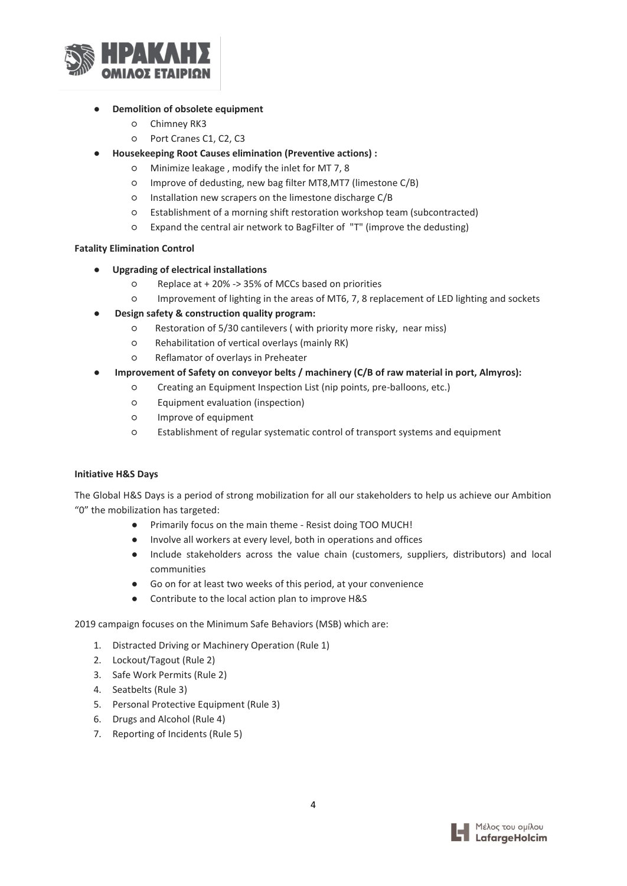- **Demolition of obsolete equipment**
  - Chimney RK3
  - Port Cranes C1, C2, C3
- **Housekeeping Root Causes elimination (Preventive actions) :**
  - Minimize leakage , modify the inlet for MT 7, 8
  - Improve of dedusting, new bag filter MT8,MT7 (limestone C/B)
  - Installation new scrapers on the limestone discharge C/B
  - Establishment of a morning shift restoration workshop team (subcontracted)
  - Expand the central air network to BagFilter of "T" (improve the dedusting)

**Fatality Elimination Control**

- **Upgrading of electrical installations**
  - Replace at + 20% -> 35% of MCCs based on priorities
  - Improvement of lighting in the areas of MT6, 7, 8 replacement of LED lighting and sockets
- **Design safety & construction quality program:**
  - Restoration of 5/30 cantilevers ( with priority more risky, near miss)
  - Rehabilitation of vertical overlays (mainly RK)
  - Reflamator of overlays in Preheater
- **Improvement of Safety on conveyor belts / machinery (C/B of raw material in port, Almyros):**
  - Creating an Equipment Inspection List (nip points, pre-balloons, etc.)
  - Equipment evaluation (inspection)
  - Improve of equipment
  - Establishment of regular systematic control of transport systems and equipment

**Initiative H&S Days**

The Global H&S Days is a period of strong mobilization for all our stakeholders to help us achieve our Ambition "0" the mobilization has targeted:

- Primarily focus on the main theme - Resist doing TOO MUCH!
- Involve all workers at every level, both in operations and offices
- Include stakeholders across the value chain (customers, suppliers, distributors) and local communities
- Go on for at least two weeks of this period, at your convenience
- Contribute to the local action plan to improve H&S

2019 campaign focuses on the Minimum Safe Behaviors (MSB) which are:

1. Distracted Driving or Machinery Operation (Rule 1)
2. Lockout/Tagout (Rule 2)
3. Safe Work Permits (Rule 2)
4. Seatbelts (Rule 3)
5. Personal Protective Equipment (Rule 3)
6. Drugs and Alcohol (Rule 4)
7. Reporting of Incidents (Rule 5)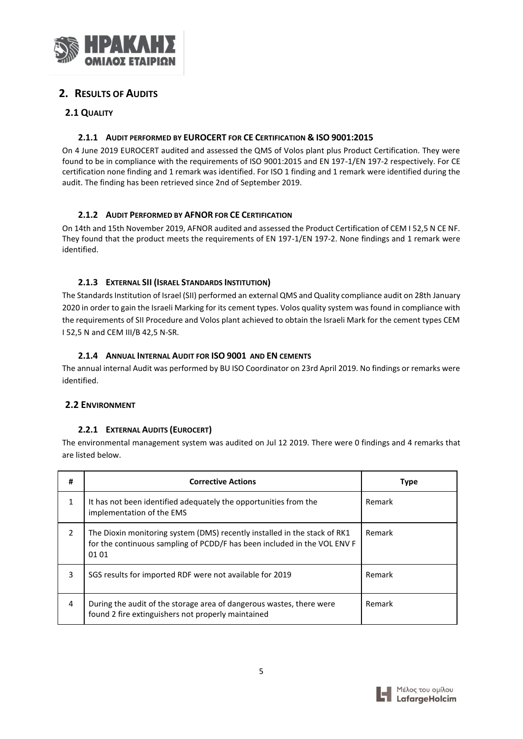## 2. Results of Audits

### 2.1 Quality

#### 2.1.1 Audit performed by EUROCERT for CE Certification & ISO 9001:2015

On 4 June 2019 EUROCERT audited and assessed the QMS of Volos plant plus Product Certification. They were found to be in compliance with the requirements of ISO 9001:2015 and EN 197-1/EN 197-2 respectively. For CE certification none finding and 1 remark was identified. For ISO 1 finding and 1 remark were identified during the audit. The finding has been retrieved since 2nd of September 2019.

#### 2.1.2 Audit Performed by AFNOR for CE Certification

On 14th and 15th November 2019, AFNOR audited and assessed the Product Certification of CEM I 52,5 N CE NF. They found that the product meets the requirements of EN 197-1/EN 197-2. None findings and 1 remark were identified.

#### 2.1.3 External SII (Israel Standards Institution)

The Standards Institution of Israel (SII) performed an external QMS and Quality compliance audit on 28th January 2020 in order to gain the Israeli Marking for its cement types. Volos quality system was found in compliance with the requirements of SII Procedure and Volos plant achieved to obtain the Israeli Mark for the cement types CEM I 52,5 N and CEM III/B 42,5 N-SR.

#### 2.1.4 Annual Internal Audit for ISO 9001 and EN cements

The annual internal Audit was performed by BU ISO Coordinator on 23rd April 2019. No findings or remarks were identified.

### 2.2 Environment

#### 2.2.1 External Audits (Eurocert)

The environmental management system was audited on Jul 12 2019. There were 0 findings and 4 remarks that are listed below.

| # | Corrective Actions | Type |
|---|---|---|
| 1 | It has not been identified adequately the opportunities from the implementation of the EMS | Remark |
| 2 | The Dioxin monitoring system (DMS) recently installed in the stack of RK1 for the continuous sampling of PCDD/F has been included in the VOL ENV F 01 01 | Remark |
| 3 | SGS results for imported RDF were not available for 2019 | Remark |
| 4 | During the audit of the storage area of dangerous wastes, there were found 2 fire extinguishers not properly maintained | Remark |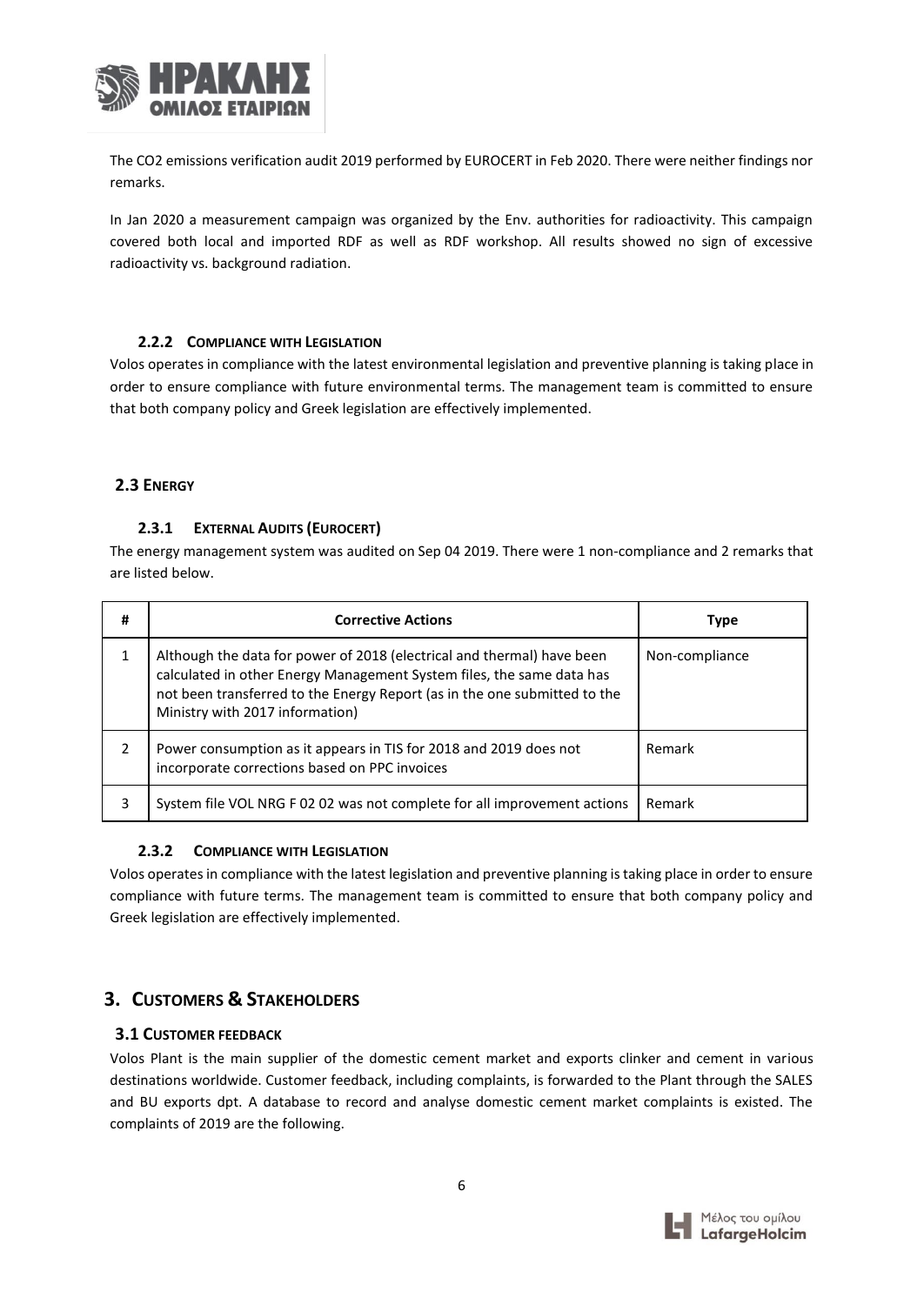The CO2 emissions verification audit 2019 performed by EUROCERT in Feb 2020. There were neither findings nor remarks.

In Jan 2020 a measurement campaign was organized by the Env. authorities for radioactivity. This campaign covered both local and imported RDF as well as RDF workshop. All results showed no sign of excessive radioactivity vs. background radiation.

#### 2.2.2 Compliance with Legislation

Volos operates in compliance with the latest environmental legislation and preventive planning is taking place in order to ensure compliance with future environmental terms. The management team is committed to ensure that both company policy and Greek legislation are effectively implemented.

### 2.3 Energy

#### 2.3.1 External Audits (Eurocert)

The energy management system was audited on Sep 04 2019. There were 1 non-compliance and 2 remarks that are listed below.

| # | Corrective Actions | Type |
|---|---|---|
| 1 | Although the data for power of 2018 (electrical and thermal) have been calculated in other Energy Management System files, the same data has not been transferred to the Energy Report (as in the one submitted to the Ministry with 2017 information) | Non-compliance |
| 2 | Power consumption as it appears in TIS for 2018 and 2019 does not incorporate corrections based on PPC invoices | Remark |
| 3 | System file VOL NRG F 02 02 was not complete for all improvement actions | Remark |

#### 2.3.2 Compliance with Legislation

Volos operates in compliance with the latest legislation and preventive planning is taking place in order to ensure compliance with future terms. The management team is committed to ensure that both company policy and Greek legislation are effectively implemented.

## 3. Customers & Stakeholders

### 3.1 Customer feedback

Volos Plant is the main supplier of the domestic cement market and exports clinker and cement in various destinations worldwide. Customer feedback, including complaints, is forwarded to the Plant through the SALES and BU exports dpt. A database to record and analyse domestic cement market complaints is existed. The complaints of 2019 are the following.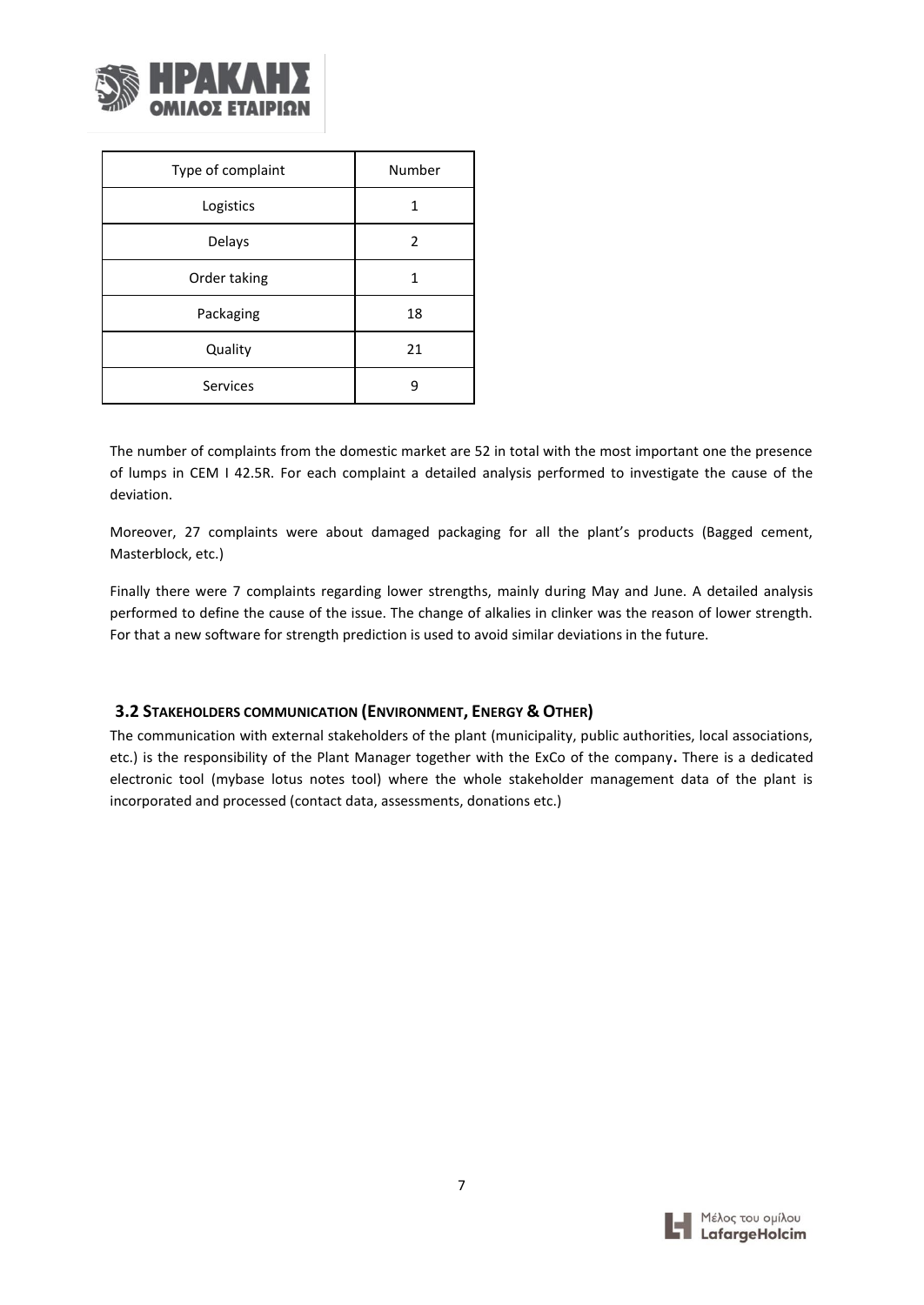| Type of complaint | Number |
|---|---|
| Logistics | 1 |
| Delays | 2 |
| Order taking | 1 |
| Packaging | 18 |
| Quality | 21 |
| Services | 9 |

The number of complaints from the domestic market are 52 in total with the most important one the presence of lumps in CEM I 42.5R. For each complaint a detailed analysis performed to investigate the cause of the deviation.

Moreover, 27 complaints were about damaged packaging for all the plant's products (Bagged cement, Masterblock, etc.)

Finally there were 7 complaints regarding lower strengths, mainly during May and June. A detailed analysis performed to define the cause of the issue. The change of alkalies in clinker was the reason of lower strength. For that a new software for strength prediction is used to avoid similar deviations in the future.

### 3.2 Stakeholders communication (Environment, Energy & Other)

The communication with external stakeholders of the plant (municipality, public authorities, local associations, etc.) is the responsibility of the Plant Manager together with the ExCo of the company. There is a dedicated electronic tool (mybase lotus notes tool) where the whole stakeholder management data of the plant is incorporated and processed (contact data, assessments, donations etc.)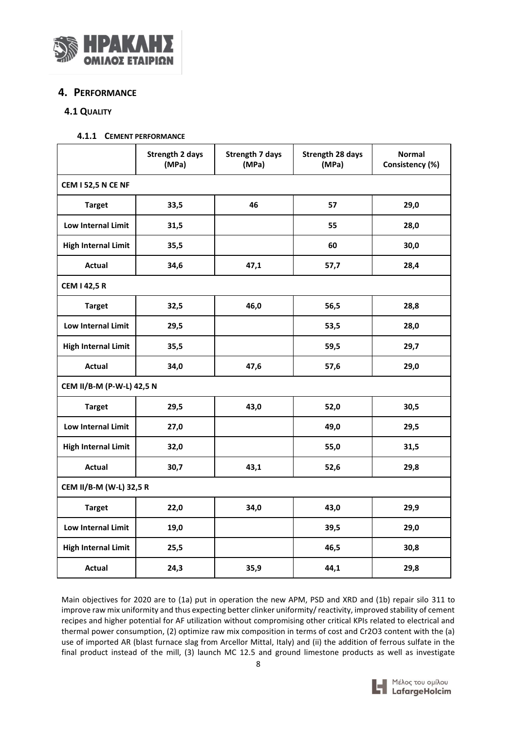## 4. Performance

### 4.1 Quality

#### 4.1.1 Cement performance

| | Strength 2 days (MPa) | Strength 7 days (MPa) | Strength 28 days (MPa) | Normal Consistency (%) |
|---|---|---|---|---|
| **CEM I 52,5 N CE NF** | | | | |
| **Target** | 33,5 | 46 | 57 | 29,0 |
| **Low Internal Limit** | 31,5 | | 55 | 28,0 |
| **High Internal Limit** | 35,5 | | 60 | 30,0 |
| **Actual** | 34,6 | 47,1 | 57,7 | 28,4 |
| **CEM I 42,5 R** | | | | |
| **Target** | 32,5 | 46,0 | 56,5 | 28,8 |
| **Low Internal Limit** | 29,5 | | 53,5 | 28,0 |
| **High Internal Limit** | 35,5 | | 59,5 | 29,7 |
| **Actual** | 34,0 | 47,6 | 57,6 | 29,0 |
| **CEM II/B-M (P-W-L) 42,5 N** | | | | |
| **Target** | 29,5 | 43,0 | 52,0 | 30,5 |
| **Low Internal Limit** | 27,0 | | 49,0 | 29,5 |
| **High Internal Limit** | 32,0 | | 55,0 | 31,5 |
| **Actual** | 30,7 | 43,1 | 52,6 | 29,8 |
| **CEM II/B-M (W-L) 32,5 R** | | | | |
| **Target** | 22,0 | 34,0 | 43,0 | 29,9 |
| **Low Internal Limit** | 19,0 | | 39,5 | 29,0 |
| **High Internal Limit** | 25,5 | | 46,5 | 30,8 |
| **Actual** | 24,3 | 35,9 | 44,1 | 29,8 |

Main objectives for 2020 are to (1a) put in operation the new APM, PSD and XRD and (1b) repair silo 311 to improve raw mix uniformity and thus expecting better clinker uniformity/ reactivity, improved stability of cement recipes and higher potential for AF utilization without compromising other critical KPIs related to electrical and thermal power consumption, (2) optimize raw mix composition in terms of cost and $Cr_2O_3$ content with the (a) use of imported AR (blast furnace slag from Arcellor Mittal, Italy) and (ii) the addition of ferrous sulfate in the final product instead of the mill, (3) launch MC 12.5 and ground limestone products as well as investigate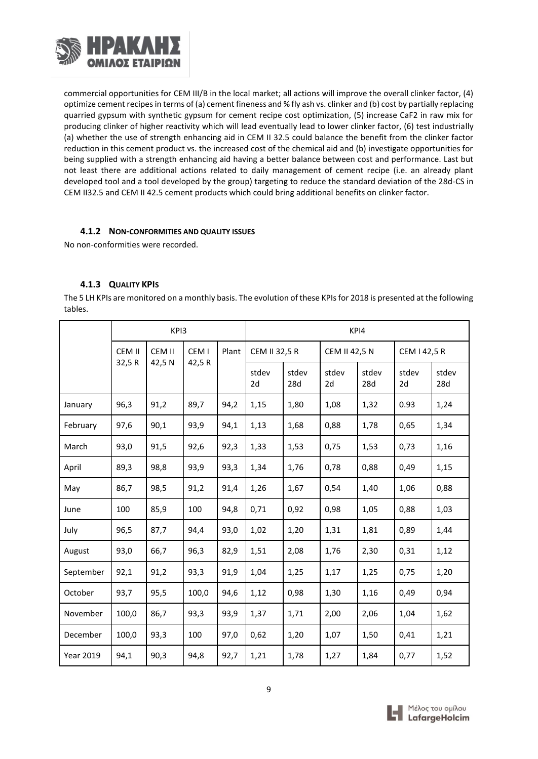commercial opportunities for CEM III/B in the local market; all actions will improve the overall clinker factor, (4) optimize cement recipes in terms of (a) cement fineness and % fly ash vs. clinker and (b) cost by partially replacing quarried gypsum with synthetic gypsum for cement recipe cost optimization, (5) increase $CaF_2$ in raw mix for producing clinker of higher reactivity which will lead eventually lead to lower clinker factor, (6) test industrially (a) whether the use of strength enhancing aid in CEM II 32.5 could balance the benefit from the clinker factor reduction in this cement product vs. the increased cost of the chemical aid and (b) investigate opportunities for being supplied with a strength enhancing aid having a better balance between cost and performance. Last but not least there are additional actions related to daily management of cement recipe (i.e. an already plant developed tool and a tool developed by the group) targeting to reduce the standard deviation of the 28d-CS in CEM II32.5 and CEM II 42.5 cement products which could bring additional benefits on clinker factor.

#### 4.1.2 NON-CONFORMITIES AND QUALITY ISSUES

No non-conformities were recorded.

#### 4.1.3 QUALITY KPIS

The 5 LH KPIs are monitored on a monthly basis. The evolution of these KPIs for 2018 is presented at the following tables.

| | KPI3 | | | | KPI4 | | | | | |
|---|---|---|---|---|---|---|---|---|---|---|
| | CEM II 32,5 R | CEM II 42,5 N | CEM I 42,5 R | Plant | CEM II 32,5 R | | CEM II 42,5 N | | CEM I 42,5 R | |
| | | | | | stdev 2d | stdev 28d | stdev 2d | stdev 28d | stdev 2d | stdev 28d |
| January | 96,3 | 91,2 | 89,7 | 94,2 | 1,15 | 1,80 | 1,08 | 1,32 | 0.93 | 1,24 |
| February | 97,6 | 90,1 | 93,9 | 94,1 | 1,13 | 1,68 | 0,88 | 1,78 | 0,65 | 1,34 |
| March | 93,0 | 91,5 | 92,6 | 92,3 | 1,33 | 1,53 | 0,75 | 1,53 | 0,73 | 1,16 |
| April | 89,3 | 98,8 | 93,9 | 93,3 | 1,34 | 1,76 | 0,78 | 0,88 | 0,49 | 1,15 |
| May | 86,7 | 98,5 | 91,2 | 91,4 | 1,26 | 1,67 | 0,54 | 1,40 | 1,06 | 0,88 |
| June | 100 | 85,9 | 100 | 94,8 | 0,71 | 0,92 | 0,98 | 1,05 | 0,88 | 1,03 |
| July | 96,5 | 87,7 | 94,4 | 93,0 | 1,02 | 1,20 | 1,31 | 1,81 | 0,89 | 1,44 |
| August | 93,0 | 66,7 | 96,3 | 82,9 | 1,51 | 2,08 | 1,76 | 2,30 | 0,31 | 1,12 |
| September | 92,1 | 91,2 | 93,3 | 91,9 | 1,04 | 1,25 | 1,17 | 1,25 | 0,75 | 1,20 |
| October | 93,7 | 95,5 | 100,0 | 94,6 | 1,12 | 0,98 | 1,30 | 1,16 | 0,49 | 0,94 |
| November | 100,0 | 86,7 | 93,3 | 93,9 | 1,37 | 1,71 | 2,00 | 2,06 | 1,04 | 1,62 |
| December | 100,0 | 93,3 | 100 | 97,0 | 0,62 | 1,20 | 1,07 | 1,50 | 0,41 | 1,21 |
| Year 2019 | 94,1 | 90,3 | 94,8 | 92,7 | 1,21 | 1,78 | 1,27 | 1,84 | 0,77 | 1,52 |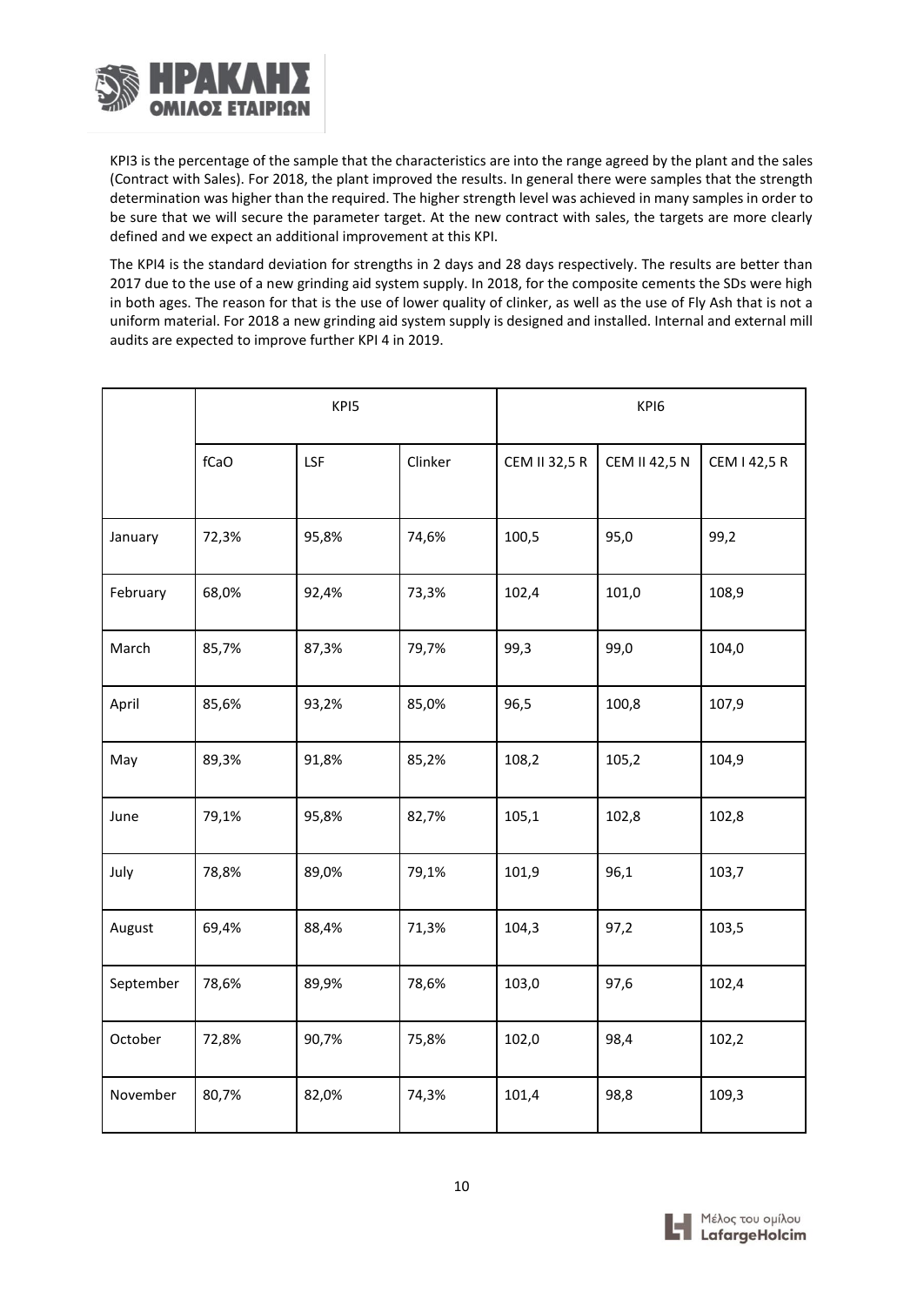KPI3 is the percentage of the sample that the characteristics are into the range agreed by the plant and the sales (Contract with Sales). For 2018, the plant improved the results. In general there were samples that the strength determination was higher than the required. The higher strength level was achieved in many samples in order to be sure that we will secure the parameter target. At the new contract with sales, the targets are more clearly defined and we expect an additional improvement at this KPI.

The KPI4 is the standard deviation for strengths in 2 days and 28 days respectively. The results are better than 2017 due to the use of a new grinding aid system supply. In 2018, for the composite cements the SDs were high in both ages. The reason for that is the use of lower quality of clinker, as well as the use of Fly Ash that is not a uniform material. For 2018 a new grinding aid system supply is designed and installed. Internal and external mill audits are expected to improve further KPI 4 in 2019.

| | KPI5 | | | KPI6 | | |
|---|---|---|---|---|---|---|
| | fCaO | LSF | Clinker | CEM II 32,5 R | CEM II 42,5 N | CEM I 42,5 R |
| January | 72,3% | 95,8% | 74,6% | 100,5 | 95,0 | 99,2 |
| February | 68,0% | 92,4% | 73,3% | 102,4 | 101,0 | 108,9 |
| March | 85,7% | 87,3% | 79,7% | 99,3 | 99,0 | 104,0 |
| April | 85,6% | 93,2% | 85,0% | 96,5 | 100,8 | 107,9 |
| May | 89,3% | 91,8% | 85,2% | 108,2 | 105,2 | 104,9 |
| June | 79,1% | 95,8% | 82,7% | 105,1 | 102,8 | 102,8 |
| July | 78,8% | 89,0% | 79,1% | 101,9 | 96,1 | 103,7 |
| August | 69,4% | 88,4% | 71,3% | 104,3 | 97,2 | 103,5 |
| September | 78,6% | 89,9% | 78,6% | 103,0 | 97,6 | 102,4 |
| October | 72,8% | 90,7% | 75,8% | 102,0 | 98,4 | 102,2 |
| November | 80,7% | 82,0% | 74,3% | 101,4 | 98,8 | 109,3 |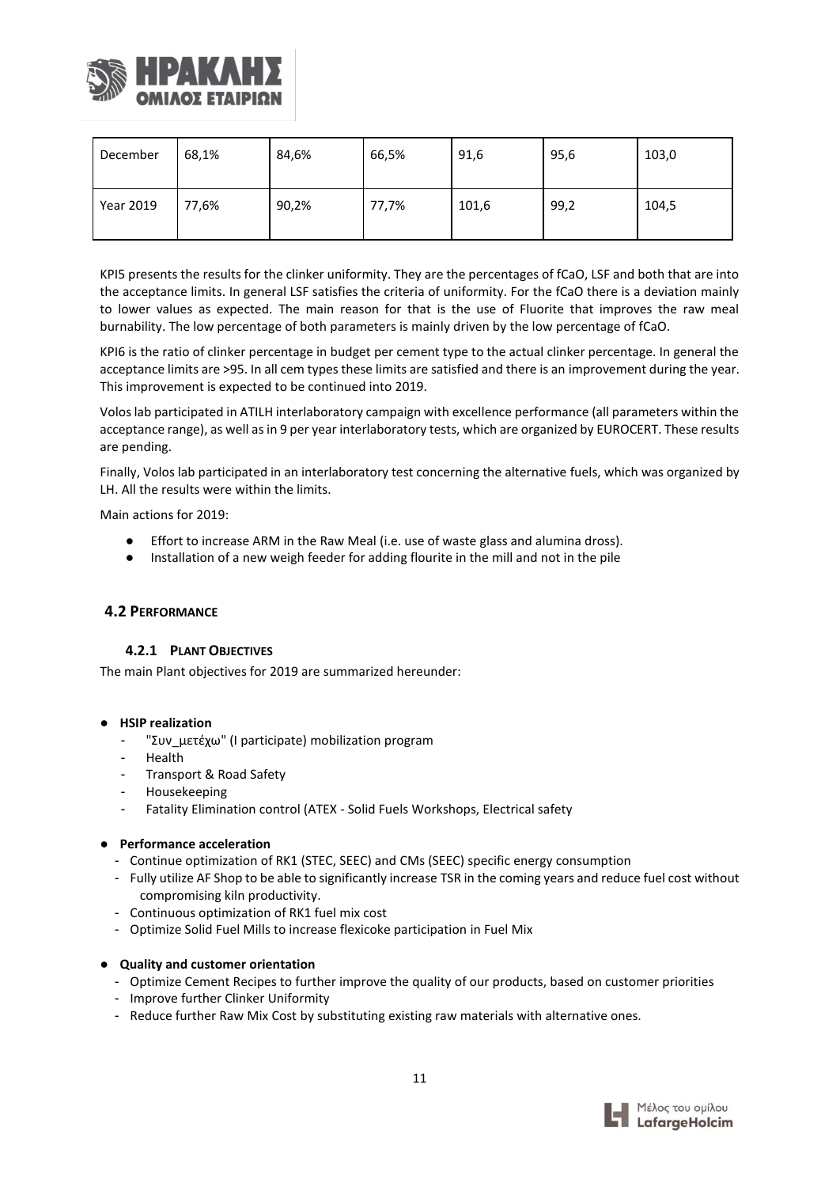| December | 68,1% | 84,6% | 66,5% | 91,6 | 95,6 | 103,0 |
|---|---|---|---|---|---|---|
| Year 2019 | 77,6% | 90,2% | 77,7% | 101,6 | 99,2 | 104,5 |

KPI5 presents the results for the clinker uniformity. They are the percentages of fCaO, LSF and both that are into the acceptance limits. In general LSF satisfies the criteria of uniformity. For the fCaO there is a deviation mainly to lower values as expected. The main reason for that is the use of Fluorite that improves the raw meal burnability. The low percentage of both parameters is mainly driven by the low percentage of fCaO.

KPI6 is the ratio of clinker percentage in budget per cement type to the actual clinker percentage. In general the acceptance limits are >95. In all cem types these limits are satisfied and there is an improvement during the year. This improvement is expected to be continued into 2019.

Volos lab participated in ATILH interlaboratory campaign with excellence performance (all parameters within the acceptance range), as well as in 9 per year interlaboratory tests, which are organized by EUROCERT. These results are pending.

Finally, Volos lab participated in an interlaboratory test concerning the alternative fuels, which was organized by LH. All the results were within the limits.

Main actions for 2019:

- Effort to increase ARM in the Raw Meal (i.e. use of waste glass and alumina dross).
- Installation of a new weigh feeder for adding flourite in the mill and not in the pile

## 4.2 Performance

### 4.2.1 Plant Objectives

The main Plant objectives for 2019 are summarized hereunder:

- **HSIP realization**
  - "Συν_μετέχω" (I participate) mobilization program
  - Health
  - Transport & Road Safety
  - Housekeeping
  - Fatality Elimination control (ATEX - Solid Fuels Workshops, Electrical safety
- **Performance acceleration**
  - Continue optimization of RK1 (STEC, SEEC) and CMs (SEEC) specific energy consumption
  - Fully utilize AF Shop to be able to significantly increase TSR in the coming years and reduce fuel cost without compromising kiln productivity.
  - Continuous optimization of RK1 fuel mix cost
  - Optimize Solid Fuel Mills to increase flexicoke participation in Fuel Mix
- **Quality and customer orientation**
  - Optimize Cement Recipes to further improve the quality of our products, based on customer priorities
  - Improve further Clinker Uniformity
  - Reduce further Raw Mix Cost by substituting existing raw materials with alternative ones.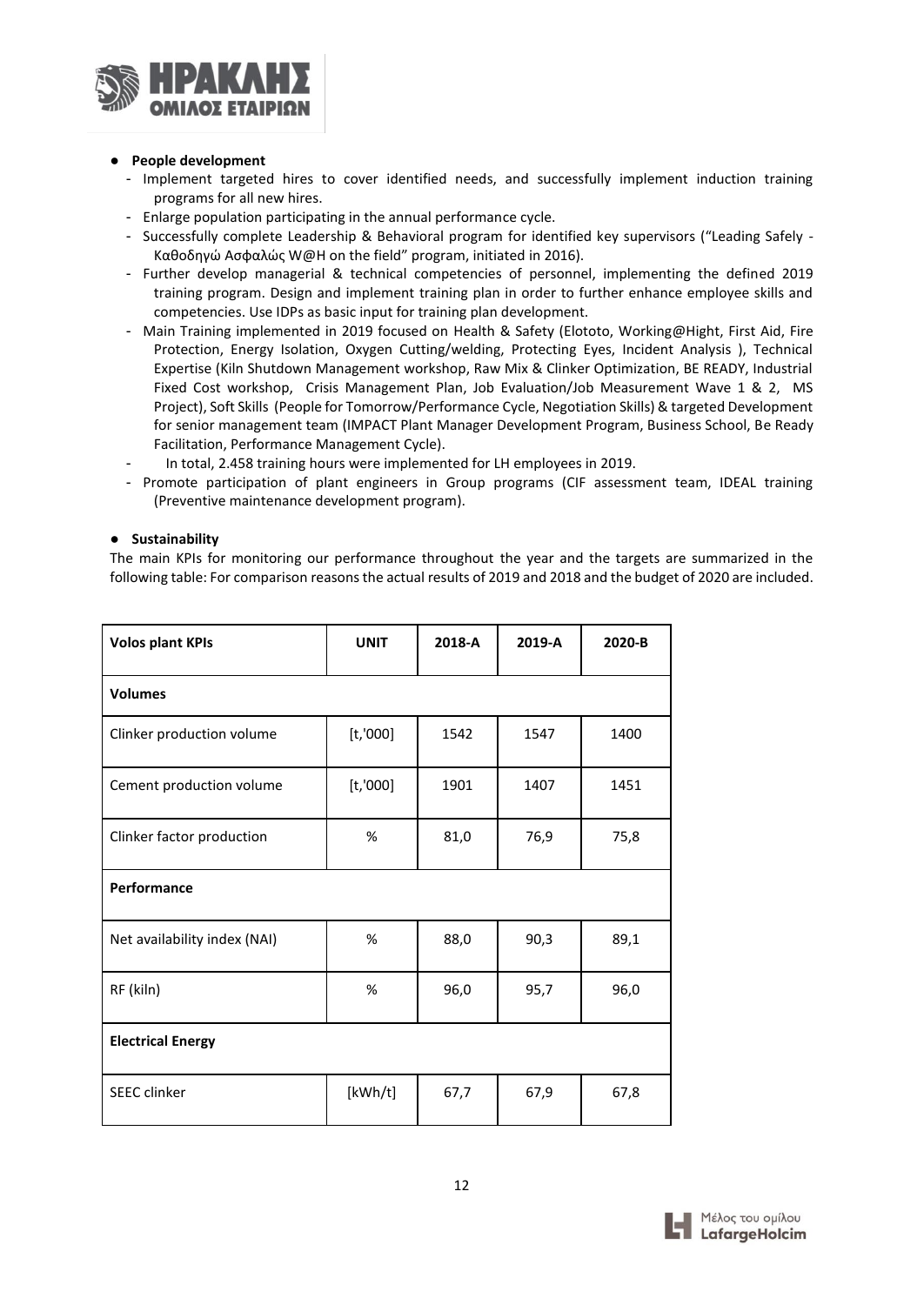- **People development**
  - Implement targeted hires to cover identified needs, and successfully implement induction training programs for all new hires.
  - Enlarge population participating in the annual performance cycle.
  - Successfully complete Leadership & Behavioral program for identified key supervisors ("Leading Safely - Καθοδηγώ Ασφαλώς W@H on the field" program, initiated in 2016).
  - Further develop managerial & technical competencies of personnel, implementing the defined 2019 training program. Design and implement training plan in order to further enhance employee skills and competencies. Use IDPs as basic input for training plan development.
  - Main Training implemented in 2019 focused on Health & Safety (Elototo, Working@Hight, First Aid, Fire Protection, Energy Isolation, Oxygen Cutting/welding, Protecting Eyes, Incident Analysis ), Technical Expertise (Kiln Shutdown Management workshop, Raw Mix & Clinker Optimization, BE READY, Industrial Fixed Cost workshop, Crisis Management Plan, Job Evaluation/Job Measurement Wave 1 & 2, MS Project), Soft Skills (People for Tomorrow/Performance Cycle, Negotiation Skills) & targeted Development for senior management team (IMPACT Plant Manager Development Program, Business School, Be Ready Facilitation, Performance Management Cycle).
  - In total, 2.458 training hours were implemented for LH employees in 2019.
  - Promote participation of plant engineers in Group programs (CIF assessment team, IDEAL training (Preventive maintenance development program).

- **Sustainability**

The main KPIs for monitoring our performance throughout the year and the targets are summarized in the following table: For comparison reasons the actual results of 2019 and 2018 and the budget of 2020 are included.

| Volos plant KPIs | UNIT | 2018-A | 2019-A | 2020-B |
|---|---|---|---|---|
| **Volumes** | | | | |
| Clinker production volume | [t,'000] | 1542 | 1547 | 1400 |
| Cement production volume | [t,'000] | 1901 | 1407 | 1451 |
| Clinker factor production | % | 81,0 | 76,9 | 75,8 |
| **Performance** | | | | |
| Net availability index (NAI) | % | 88,0 | 90,3 | 89,1 |
| RF (kiln) | % | 96,0 | 95,7 | 96,0 |
| **Electrical Energy** | | | | |
| SEEC clinker | [kWh/t] | 67,7 | 67,9 | 67,8 |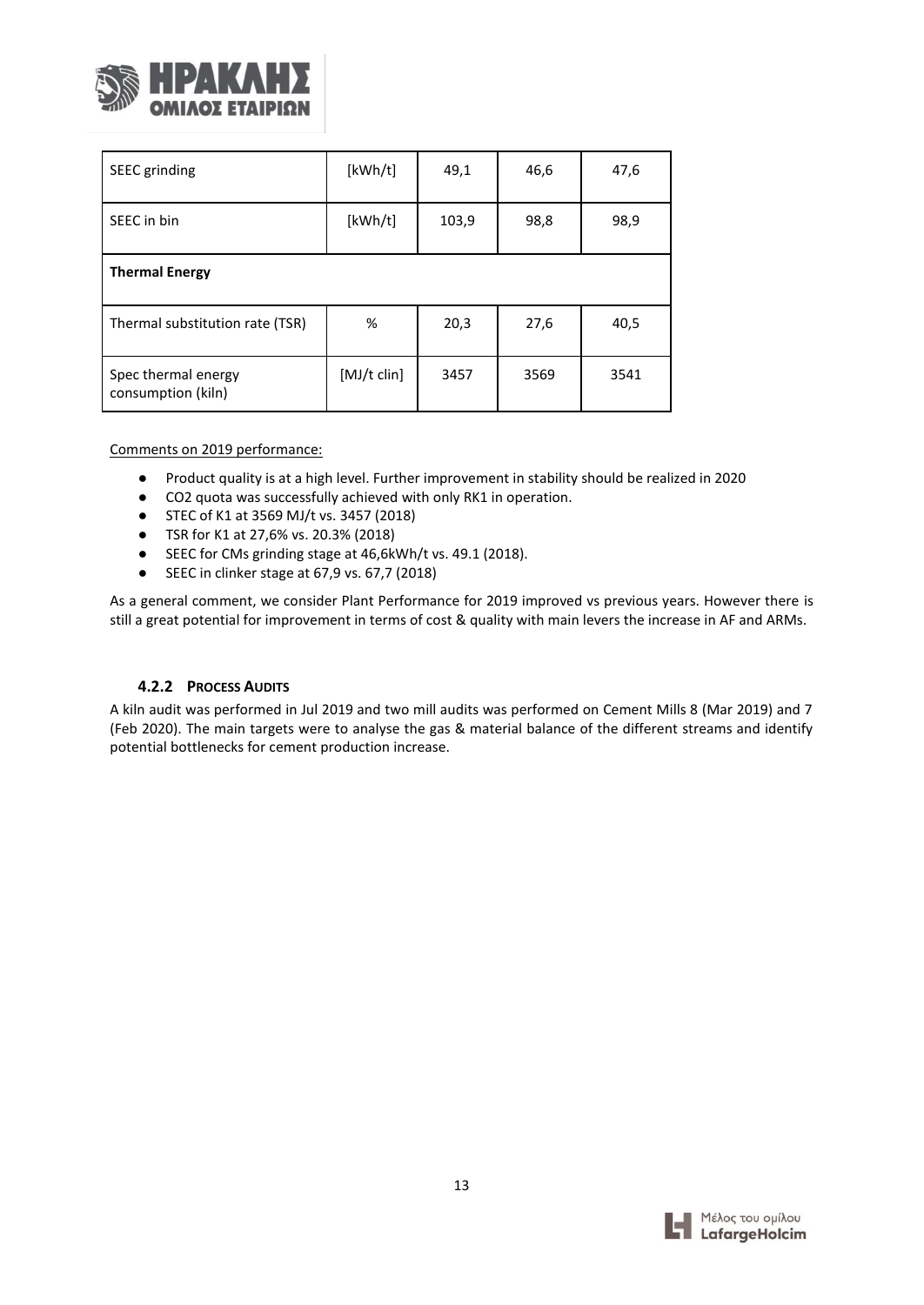| SEEC grinding | [kWh/t] | 49,1 | 46,6 | 47,6 |
|---|---|---|---|---|
| SEEC in bin | [kWh/t] | 103,9 | 98,8 | 98,9 |
| **Thermal Energy** | | | | |
| Thermal substitution rate (TSR) | % | 20,3 | 27,6 | 40,5 |
| Spec thermal energy consumption (kiln) | [MJ/t clin] | 3457 | 3569 | 3541 |

Comments on 2019 performance:

- Product quality is at a high level. Further improvement in stability should be realized in 2020
- $CO_2$ quota was successfully achieved with only RK1 in operation.
- STEC of K1 at 3569 MJ/t vs. 3457 (2018)
- TSR for K1 at 27,6% vs. 20.3% (2018)
- SEEC for CMs grinding stage at 46,6kWh/t vs. 49.1 (2018).
- SEEC in clinker stage at 67,9 vs. 67,7 (2018)

As a general comment, we consider Plant Performance for 2019 improved vs previous years. However there is still a great potential for improvement in terms of cost & quality with main levers the increase in AF and ARMs.

### 4.2.2 Process Audits

A kiln audit was performed in Jul 2019 and two mill audits was performed on Cement Mills 8 (Mar 2019) and 7 (Feb 2020). The main targets were to analyse the gas & material balance of the different streams and identify potential bottlenecks for cement production increase.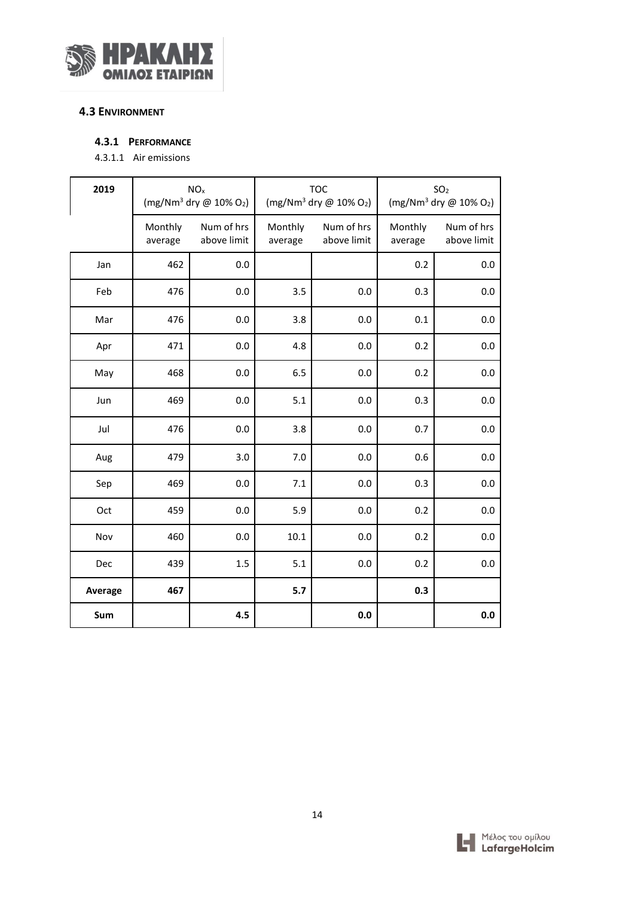## 4.3 ENVIRONMENT

### 4.3.1 PERFORMANCE

4.3.1.1 Air emissions

| 2019 | $NO_x$ (mg/Nm$^3$ dry @ 10% $O_2$) | | TOC (mg/Nm$^3$ dry @ 10% $O_2$) | | $SO_2$ (mg/Nm$^3$ dry @ 10% $O_2$) | |
|---|---|---|---|---|---|---|
| | Monthly average | Num of hrs above limit | Monthly average | Num of hrs above limit | Monthly average | Num of hrs above limit |
| Jan | 462 | 0.0 | | | 0.2 | 0.0 |
| Feb | 476 | 0.0 | 3.5 | 0.0 | 0.3 | 0.0 |
| Mar | 476 | 0.0 | 3.8 | 0.0 | 0.1 | 0.0 |
| Apr | 471 | 0.0 | 4.8 | 0.0 | 0.2 | 0.0 |
| May | 468 | 0.0 | 6.5 | 0.0 | 0.2 | 0.0 |
| Jun | 469 | 0.0 | 5.1 | 0.0 | 0.3 | 0.0 |
| Jul | 476 | 0.0 | 3.8 | 0.0 | 0.7 | 0.0 |
| Aug | 479 | 3.0 | 7.0 | 0.0 | 0.6 | 0.0 |
| Sep | 469 | 0.0 | 7.1 | 0.0 | 0.3 | 0.0 |
| Oct | 459 | 0.0 | 5.9 | 0.0 | 0.2 | 0.0 |
| Nov | 460 | 0.0 | 10.1 | 0.0 | 0.2 | 0.0 |
| Dec | 439 | 1.5 | 5.1 | 0.0 | 0.2 | 0.0 |
| **Average** | **467** | | **5.7** | | **0.3** | |
| **Sum** | | **4.5** | | **0.0** | | **0.0** |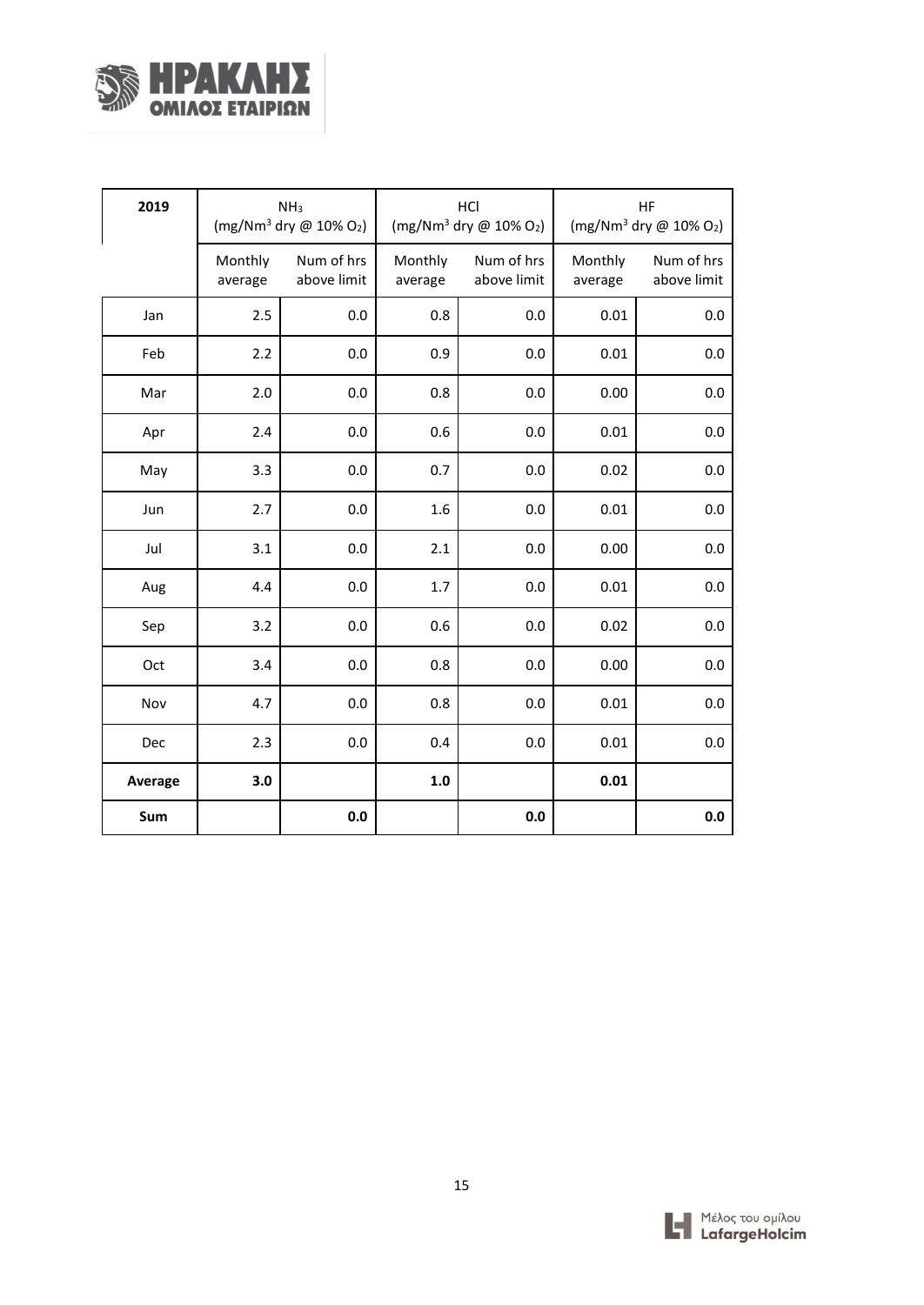| 2019 | $NH_3$ (mg/Nm$^3$ dry @ 10% $O_2$) | | HCl (mg/Nm$^3$ dry @ 10% $O_2$) | | HF (mg/Nm$^3$ dry @ 10% $O_2$) | |
|---|---|---|---|---|---|---|
| | Monthly average | Num of hrs above limit | Monthly average | Num of hrs above limit | Monthly average | Num of hrs above limit |
| Jan | 2.5 | 0.0 | 0.8 | 0.0 | 0.01 | 0.0 |
| Feb | 2.2 | 0.0 | 0.9 | 0.0 | 0.01 | 0.0 |
| Mar | 2.0 | 0.0 | 0.8 | 0.0 | 0.00 | 0.0 |
| Apr | 2.4 | 0.0 | 0.6 | 0.0 | 0.01 | 0.0 |
| May | 3.3 | 0.0 | 0.7 | 0.0 | 0.02 | 0.0 |
| Jun | 2.7 | 0.0 | 1.6 | 0.0 | 0.01 | 0.0 |
| Jul | 3.1 | 0.0 | 2.1 | 0.0 | 0.00 | 0.0 |
| Aug | 4.4 | 0.0 | 1.7 | 0.0 | 0.01 | 0.0 |
| Sep | 3.2 | 0.0 | 0.6 | 0.0 | 0.02 | 0.0 |
| Oct | 3.4 | 0.0 | 0.8 | 0.0 | 0.00 | 0.0 |
| Nov | 4.7 | 0.0 | 0.8 | 0.0 | 0.01 | 0.0 |
| Dec | 2.3 | 0.0 | 0.4 | 0.0 | 0.01 | 0.0 |
| **Average** | **3.0** | | **1.0** | | **0.01** | |
| **Sum** | | **0.0** | | **0.0** | | **0.0** |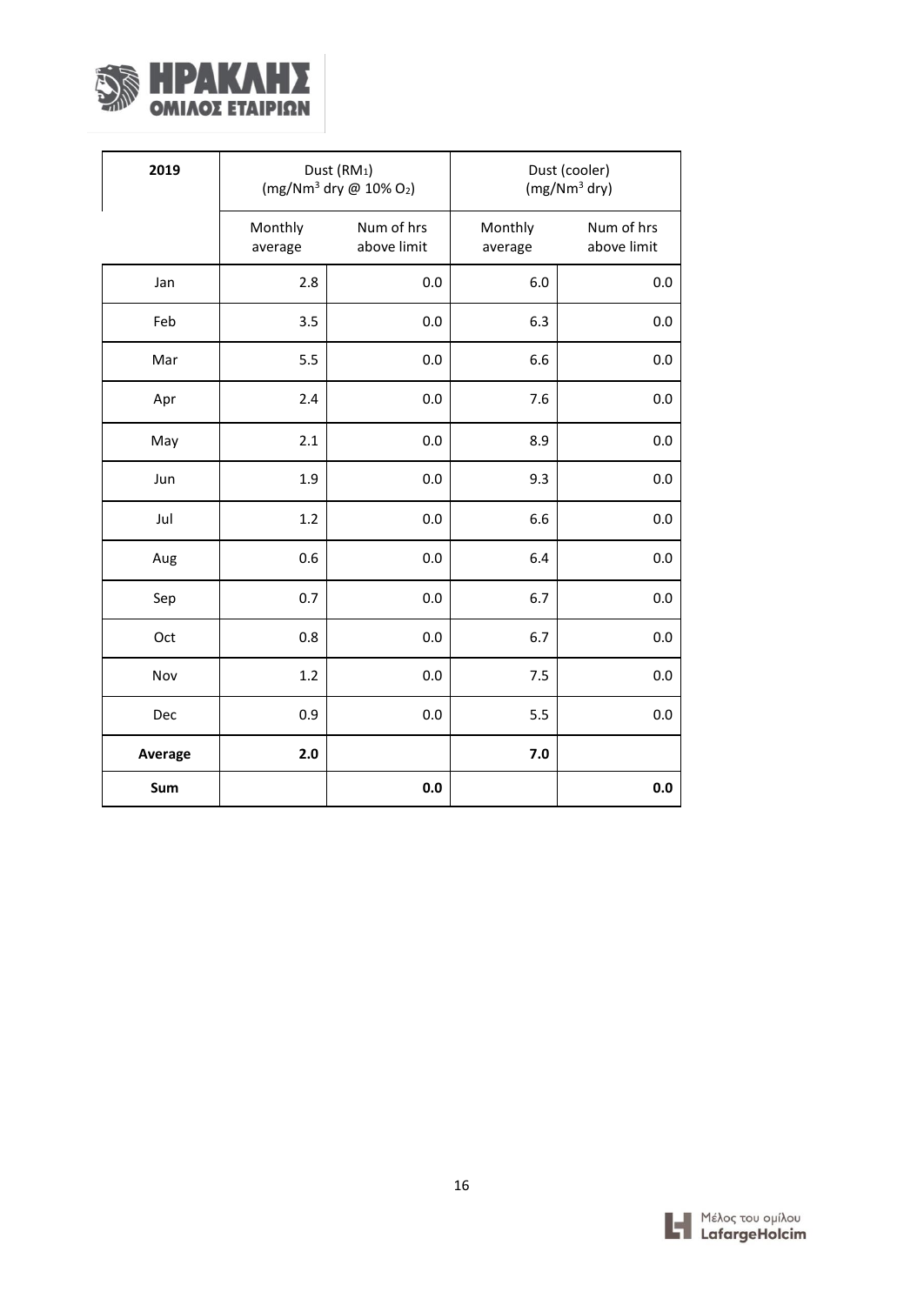| 2019 | Dust ($RM_1$) ($mg/Nm^3$ dry @ 10% $O_2$) | | Dust (cooler) ($mg/Nm^3$ dry) | |
|---|---|---|---|---|
| | Monthly average | Num of hrs above limit | Monthly average | Num of hrs above limit |
| Jan | 2.8 | 0.0 | 6.0 | 0.0 |
| Feb | 3.5 | 0.0 | 6.3 | 0.0 |
| Mar | 5.5 | 0.0 | 6.6 | 0.0 |
| Apr | 2.4 | 0.0 | 7.6 | 0.0 |
| May | 2.1 | 0.0 | 8.9 | 0.0 |
| Jun | 1.9 | 0.0 | 9.3 | 0.0 |
| Jul | 1.2 | 0.0 | 6.6 | 0.0 |
| Aug | 0.6 | 0.0 | 6.4 | 0.0 |
| Sep | 0.7 | 0.0 | 6.7 | 0.0 |
| Oct | 0.8 | 0.0 | 6.7 | 0.0 |
| Nov | 1.2 | 0.0 | 7.5 | 0.0 |
| Dec | 0.9 | 0.0 | 5.5 | 0.0 |
| **Average** | **2.0** | | **7.0** | |
| **Sum** | | **0.0** | | **0.0** |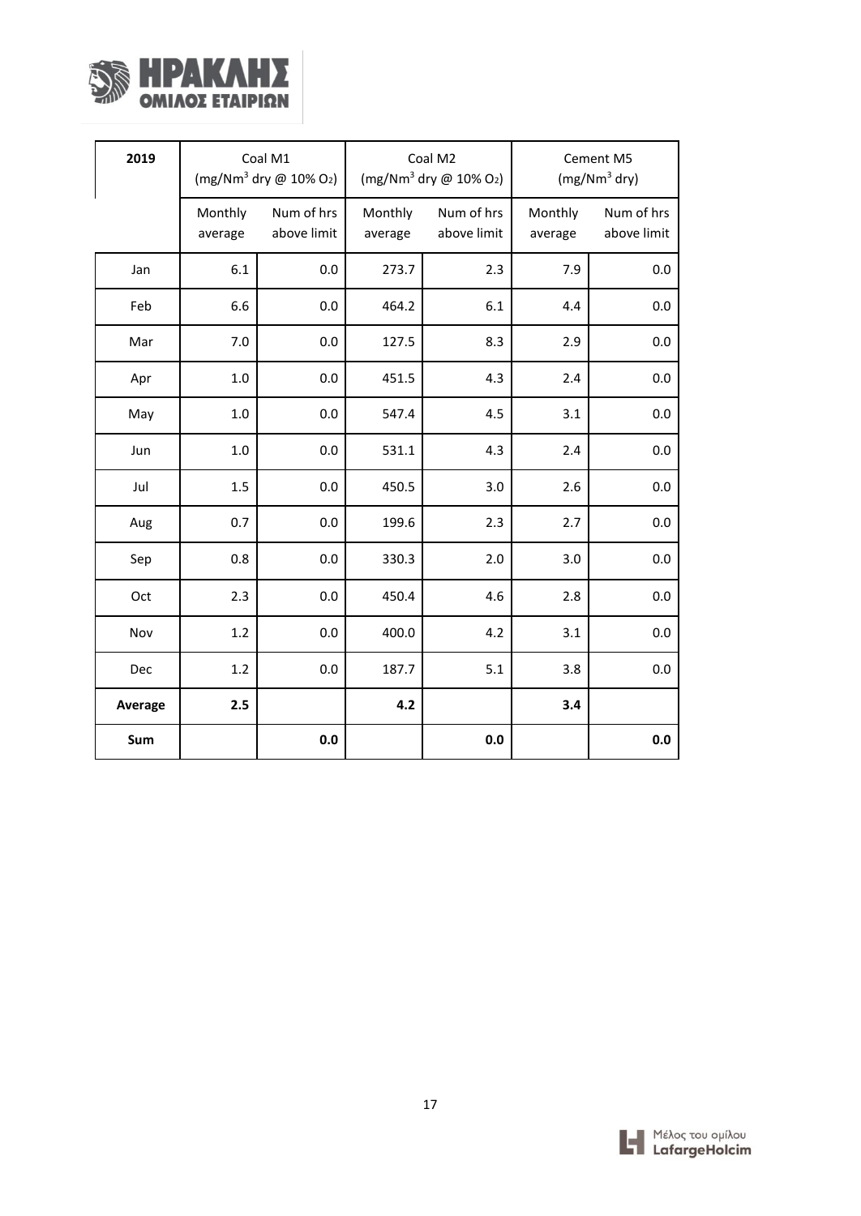| 2019 | Coal M1 (mg/Nm$^3$ dry @ 10% $O_2$) | | Coal M2 (mg/Nm$^3$ dry @ 10% $O_2$) | | Cement M5 (mg/Nm$^3$ dry) | |
|---|---|---|---|---|---|---|
| | Monthly average | Num of hrs above limit | Monthly average | Num of hrs above limit | Monthly average | Num of hrs above limit |
| Jan | 6.1 | 0.0 | 273.7 | 2.3 | 7.9 | 0.0 |
| Feb | 6.6 | 0.0 | 464.2 | 6.1 | 4.4 | 0.0 |
| Mar | 7.0 | 0.0 | 127.5 | 8.3 | 2.9 | 0.0 |
| Apr | 1.0 | 0.0 | 451.5 | 4.3 | 2.4 | 0.0 |
| May | 1.0 | 0.0 | 547.4 | 4.5 | 3.1 | 0.0 |
| Jun | 1.0 | 0.0 | 531.1 | 4.3 | 2.4 | 0.0 |
| Jul | 1.5 | 0.0 | 450.5 | 3.0 | 2.6 | 0.0 |
| Aug | 0.7 | 0.0 | 199.6 | 2.3 | 2.7 | 0.0 |
| Sep | 0.8 | 0.0 | 330.3 | 2.0 | 3.0 | 0.0 |
| Oct | 2.3 | 0.0 | 450.4 | 4.6 | 2.8 | 0.0 |
| Nov | 1.2 | 0.0 | 400.0 | 4.2 | 3.1 | 0.0 |
| Dec | 1.2 | 0.0 | 187.7 | 5.1 | 3.8 | 0.0 |
| **Average** | **2.5** | | **4.2** | | **3.4** | |
| **Sum** | | **0.0** | | **0.0** | | **0.0** |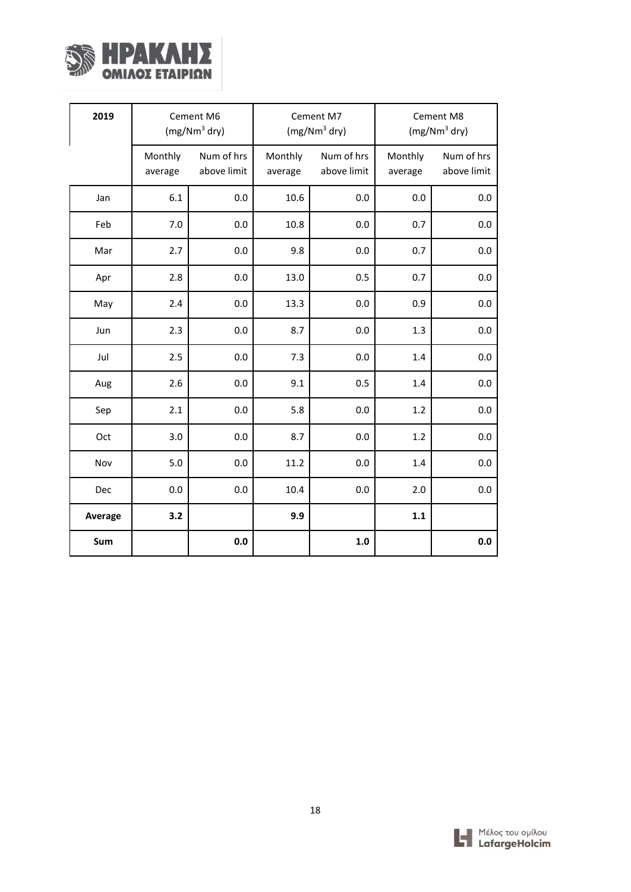| 2019 | Cement M6 ($mg/Nm^3$ dry) | | Cement M7 ($mg/Nm^3$ dry) | | Cement M8 ($mg/Nm^3$ dry) | |
|---|---|---|---|---|---|---|
| | Monthly average | Num of hrs above limit | Monthly average | Num of hrs above limit | Monthly average | Num of hrs above limit |
| Jan | 6.1 | 0.0 | 10.6 | 0.0 | 0.0 | 0.0 |
| Feb | 7.0 | 0.0 | 10.8 | 0.0 | 0.7 | 0.0 |
| Mar | 2.7 | 0.0 | 9.8 | 0.0 | 0.7 | 0.0 |
| Apr | 2.8 | 0.0 | 13.0 | 0.5 | 0.7 | 0.0 |
| May | 2.4 | 0.0 | 13.3 | 0.0 | 0.9 | 0.0 |
| Jun | 2.3 | 0.0 | 8.7 | 0.0 | 1.3 | 0.0 |
| Jul | 2.5 | 0.0 | 7.3 | 0.0 | 1.4 | 0.0 |
| Aug | 2.6 | 0.0 | 9.1 | 0.5 | 1.4 | 0.0 |
| Sep | 2.1 | 0.0 | 5.8 | 0.0 | 1.2 | 0.0 |
| Oct | 3.0 | 0.0 | 8.7 | 0.0 | 1.2 | 0.0 |
| Nov | 5.0 | 0.0 | 11.2 | 0.0 | 1.4 | 0.0 |
| Dec | 0.0 | 0.0 | 10.4 | 0.0 | 2.0 | 0.0 |
| **Average** | **3.2** | | **9.9** | | **1.1** | |
| **Sum** | | **0.0** | | **1.0** | | **0.0** |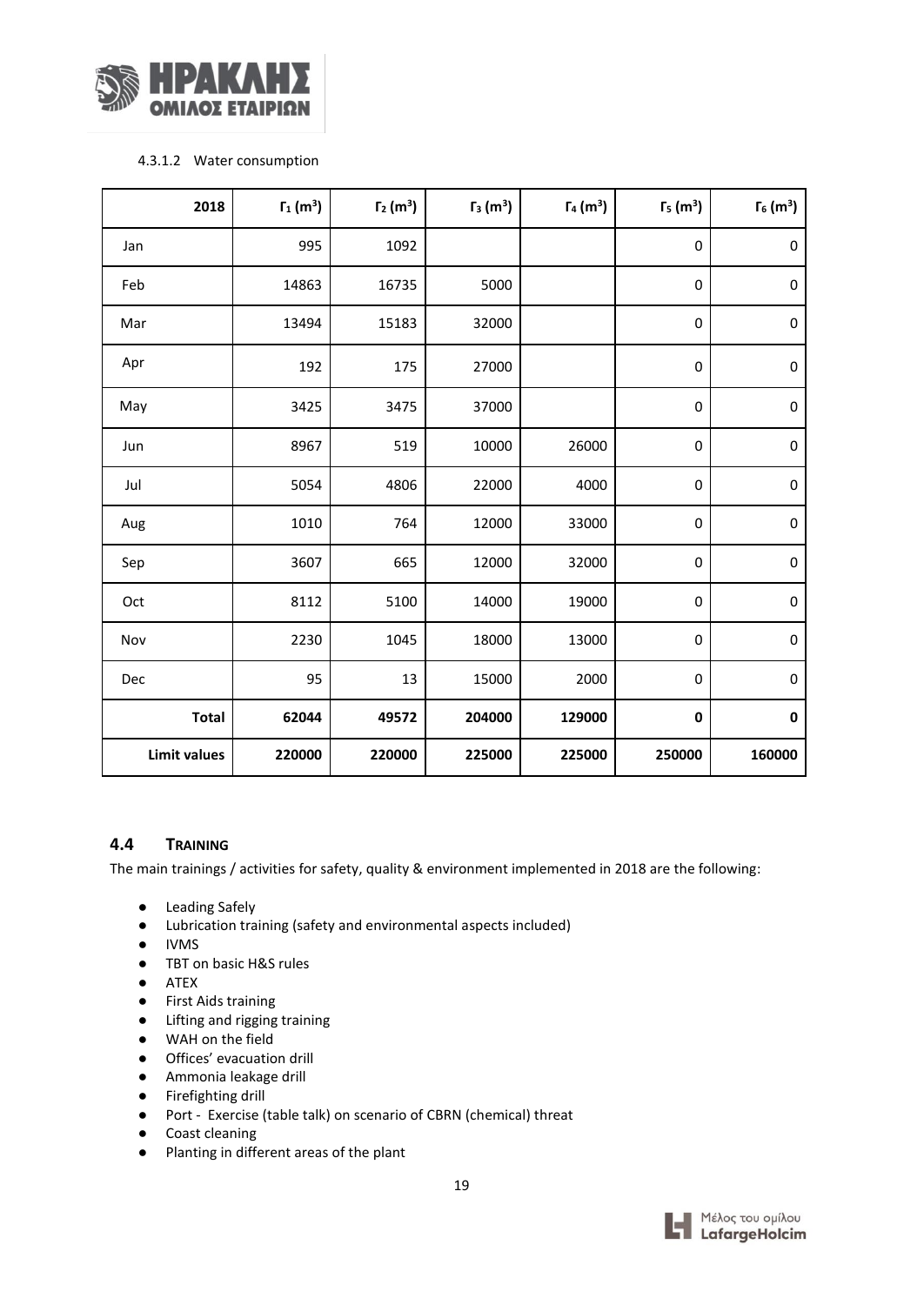#### 4.3.1.2 Water consumption

| 2018 | $Γ_1$ ($m^3$) | $Γ_2$ ($m^3$) | $Γ_3$ ($m^3$) | $Γ_4$ ($m^3$) | $Γ_5$ ($m^3$) | $Γ_6$ ($m^3$) |
|---|---|---|---|---|---|---|
| Jan | 995 | 1092 | | | 0 | 0 |
| Feb | 14863 | 16735 | 5000 | | 0 | 0 |
| Mar | 13494 | 15183 | 32000 | | 0 | 0 |
| Apr | 192 | 175 | 27000 | | 0 | 0 |
| May | 3425 | 3475 | 37000 | | 0 | 0 |
| Jun | 8967 | 519 | 10000 | 26000 | 0 | 0 |
| Jul | 5054 | 4806 | 22000 | 4000 | 0 | 0 |
| Aug | 1010 | 764 | 12000 | 33000 | 0 | 0 |
| Sep | 3607 | 665 | 12000 | 32000 | 0 | 0 |
| Oct | 8112 | 5100 | 14000 | 19000 | 0 | 0 |
| Nov | 2230 | 1045 | 18000 | 13000 | 0 | 0 |
| Dec | 95 | 13 | 15000 | 2000 | 0 | 0 |
| **Total** | **62044** | **49572** | **204000** | **129000** | **0** | **0** |
| **Limit values** | **220000** | **220000** | **225000** | **225000** | **250000** | **160000** |

## 4.4 TRAINING

The main trainings / activities for safety, quality & environment implemented in 2018 are the following:

- Leading Safely
- Lubrication training (safety and environmental aspects included)
- IVMS
- TBT on basic H&S rules
- ATEX
- First Aids training
- Lifting and rigging training
- WAH on the field
- Offices' evacuation drill
- Ammonia leakage drill
- Firefighting drill
- Port - Exercise (table talk) on scenario of CBRN (chemical) threat
- Coast cleaning
- Planting in different areas of the plant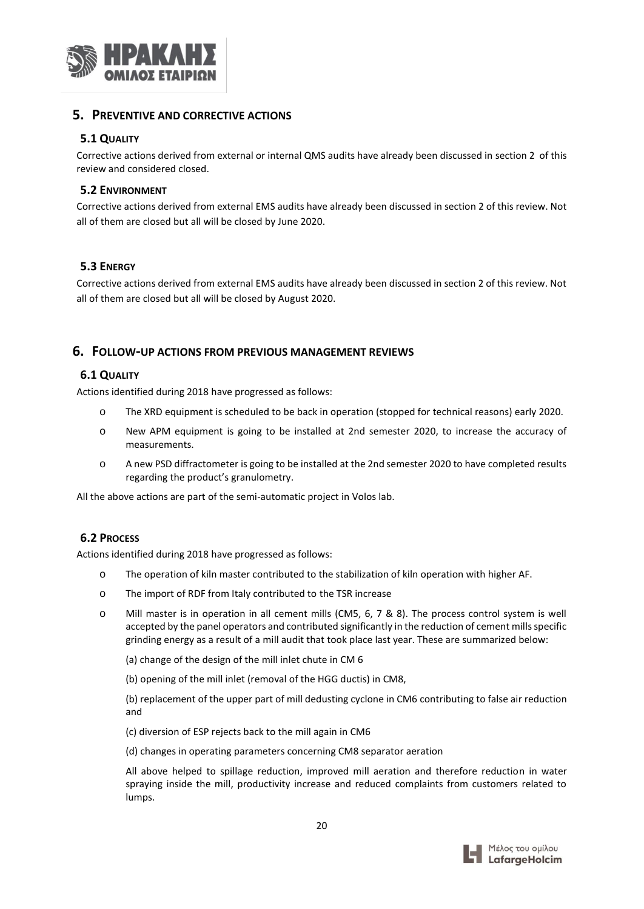## 5. Preventive and corrective actions

### 5.1 Quality

Corrective actions derived from external or internal QMS audits have already been discussed in section 2 of this review and considered closed.

### 5.2 Environment

Corrective actions derived from external EMS audits have already been discussed in section 2 of this review. Not all of them are closed but all will be closed by June 2020.

### 5.3 Energy

Corrective actions derived from external EMS audits have already been discussed in section 2 of this review. Not all of them are closed but all will be closed by August 2020.

## 6. Follow-up actions from previous management reviews

### 6.1 Quality

Actions identified during 2018 have progressed as follows:

- The XRD equipment is scheduled to be back in operation (stopped for technical reasons) early 2020.
- New APM equipment is going to be installed at 2nd semester 2020, to increase the accuracy of measurements.
- A new PSD diffractometer is going to be installed at the 2nd semester 2020 to have completed results regarding the product's granulometry.

All the above actions are part of the semi-automatic project in Volos lab.

### 6.2 Process

Actions identified during 2018 have progressed as follows:

- The operation of kiln master contributed to the stabilization of kiln operation with higher AF.
- The import of RDF from Italy contributed to the TSR increase
- Mill master is in operation in all cement mills (CM5, 6, 7 & 8). The process control system is well accepted by the panel operators and contributed significantly in the reduction of cement mills specific grinding energy as a result of a mill audit that took place last year. These are summarized below:

  (a) change of the design of the mill inlet chute in CM 6

  (b) opening of the mill inlet (removal of the HGG ductis) in CM8,

  (b) replacement of the upper part of mill dedusting cyclone in CM6 contributing to false air reduction and

  (c) diversion of ESP rejects back to the mill again in CM6

  (d) changes in operating parameters concerning CM8 separator aeration

  All above helped to spillage reduction, improved mill aeration and therefore reduction in water spraying inside the mill, productivity increase and reduced complaints from customers related to lumps.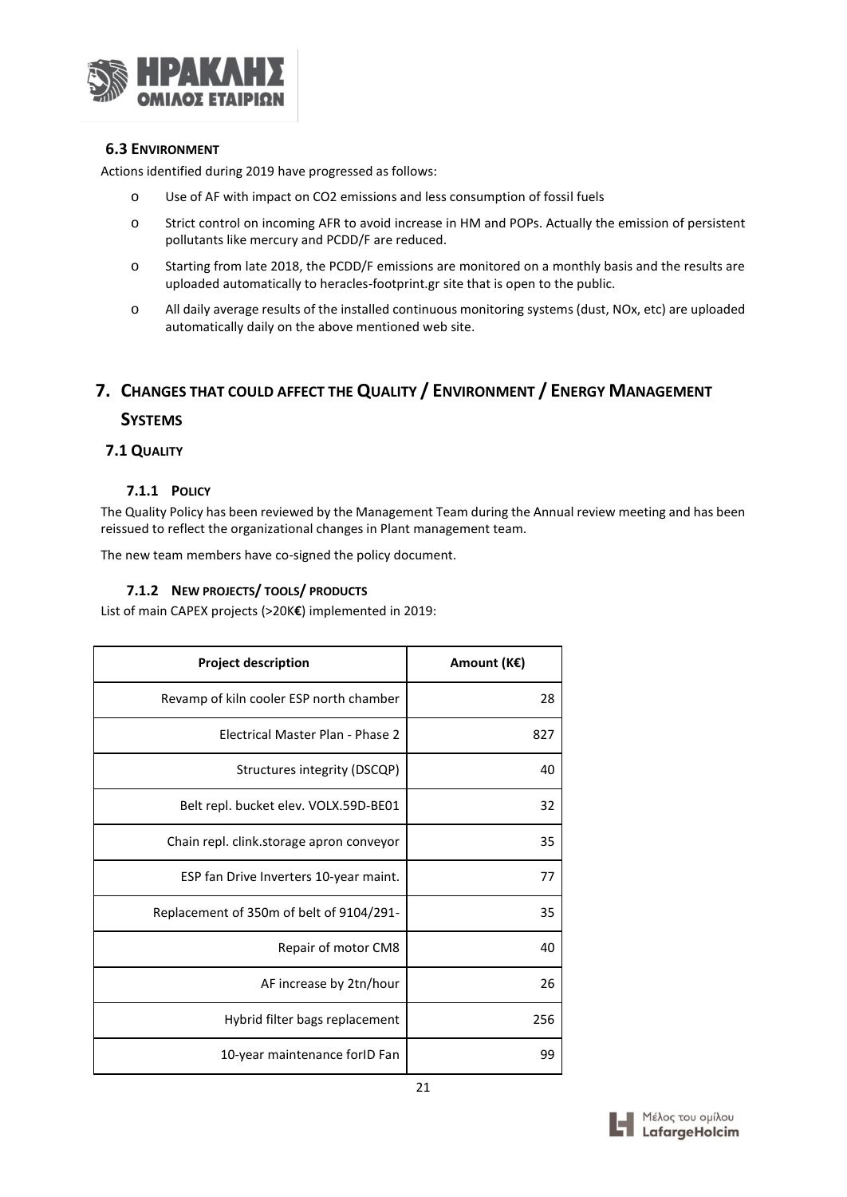### 6.3 Environment

Actions identified during 2019 have progressed as follows:

- Use of AF with impact on $CO_2$ emissions and less consumption of fossil fuels
- Strict control on incoming AFR to avoid increase in HM and POPs. Actually the emission of persistent pollutants like mercury and PCDD/F are reduced.
- Starting from late 2018, the PCDD/F emissions are monitored on a monthly basis and the results are uploaded automatically to heracles-footprint.gr site that is open to the public.
- All daily average results of the installed continuous monitoring systems (dust, NOx, etc) are uploaded automatically daily on the above mentioned web site.

# 7. Changes that could affect the Quality / Environment / Energy Management Systems

## 7.1 Quality

### 7.1.1 Policy

The Quality Policy has been reviewed by the Management Team during the Annual review meeting and has been reissued to reflect the organizational changes in Plant management team.

The new team members have co-signed the policy document.

### 7.1.2 New projects/ tools/ products

List of main CAPEX projects (>20K**€**) implemented in 2019:

| Project description | Amount (K€) |
|---:|---:|
| Revamp of kiln cooler ESP north chamber | 28 |
| Electrical Master Plan - Phase 2 | 827 |
| Structures integrity (DSCQP) | 40 |
| Belt repl. bucket elev. VOLX.59D-BE01 | 32 |
| Chain repl. clink.storage apron conveyor | 35 |
| ESP fan Drive Inverters 10-year maint. | 77 |
| Replacement of 350m of belt of 9104/291- | 35 |
| Repair of motor CM8 | 40 |
| AF increase by 2tn/hour | 26 |
| Hybrid filter bags replacement | 256 |
| 10-year maintenance forID Fan | 99 |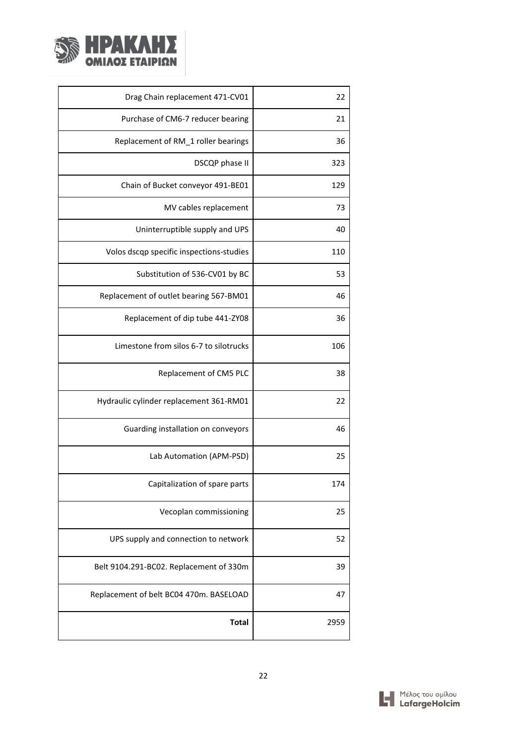| | |
|---|---|
| Drag Chain replacement 471-CV01 | 22 |
| Purchase of CM6-7 reducer bearing | 21 |
| Replacement of RM_1 roller bearings | 36 |
| DSCQP phase II | 323 |
| Chain of Bucket conveyor 491-BE01 | 129 |
| MV cables replacement | 73 |
| Uninterruptible supply and UPS | 40 |
| Volos dscqp specific inspections-studies | 110 |
| Substitution of 536-CV01 by BC | 53 |
| Replacement of outlet bearing 567-BM01 | 46 |
| Replacement of dip tube 441-ZY08 | 36 |
| Limestone from silos 6-7 to silotrucks | 106 |
| Replacement of CM5 PLC | 38 |
| Hydraulic cylinder replacement 361-RM01 | 22 |
| Guarding installation on conveyors | 46 |
| Lab Automation (APM-PSD) | 25 |
| Capitalization of spare parts | 174 |
| Vecoplan commissioning | 25 |
| UPS supply and connection to network | 52 |
| Belt 9104.291-BC02. Replacement of 330m | 39 |
| Replacement of belt BC04 470m. BASELOAD | 47 |
| **Total** | 2959 |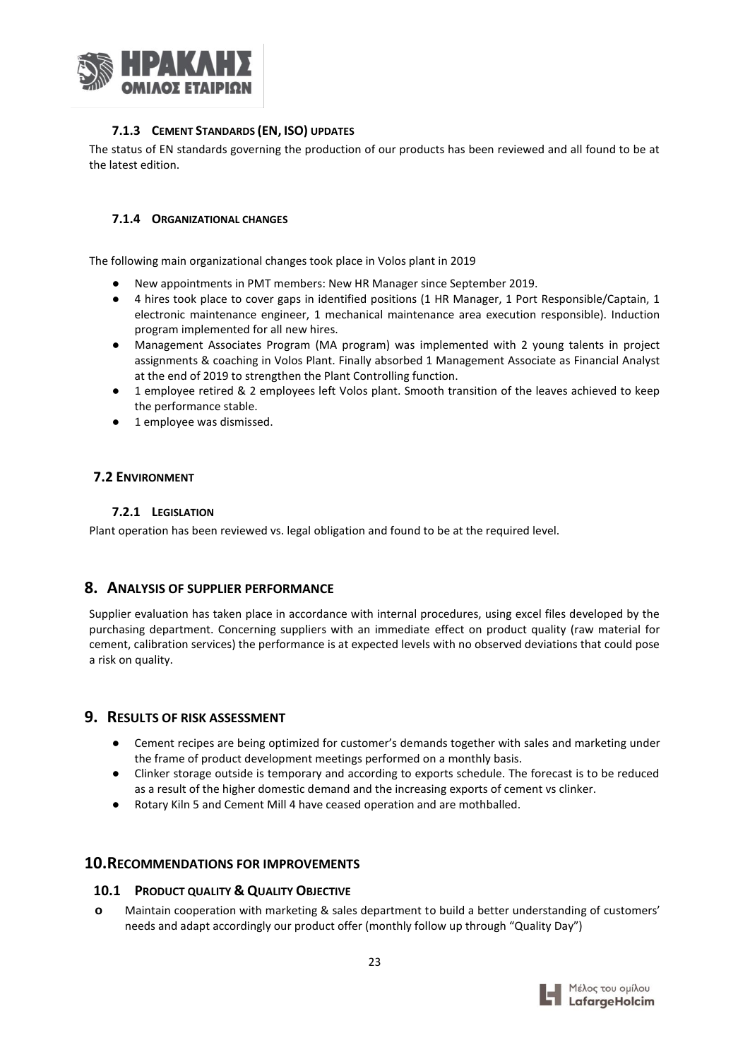#### 7.1.3 CEMENT STANDARDS (EN, ISO) UPDATES

The status of EN standards governing the production of our products has been reviewed and all found to be at the latest edition.

#### 7.1.4 ORGANIZATIONAL CHANGES

The following main organizational changes took place in Volos plant in 2019

- New appointments in PMT members: New HR Manager since September 2019.
- 4 hires took place to cover gaps in identified positions (1 HR Manager, 1 Port Responsible/Captain, 1 electronic maintenance engineer, 1 mechanical maintenance area execution responsible). Induction program implemented for all new hires.
- Management Associates Program (MA program) was implemented with 2 young talents in project assignments & coaching in Volos Plant. Finally absorbed 1 Management Associate as Financial Analyst at the end of 2019 to strengthen the Plant Controlling function.
- 1 employee retired & 2 employees left Volos plant. Smooth transition of the leaves achieved to keep the performance stable.
- 1 employee was dismissed.

### 7.2 ENVIRONMENT

#### 7.2.1 LEGISLATION

Plant operation has been reviewed vs. legal obligation and found to be at the required level.

## 8. ANALYSIS OF SUPPLIER PERFORMANCE

Supplier evaluation has taken place in accordance with internal procedures, using excel files developed by the purchasing department. Concerning suppliers with an immediate effect on product quality (raw material for cement, calibration services) the performance is at expected levels with no observed deviations that could pose a risk on quality.

## 9. RESULTS OF RISK ASSESSMENT

- Cement recipes are being optimized for customer's demands together with sales and marketing under the frame of product development meetings performed on a monthly basis.
- Clinker storage outside is temporary and according to exports schedule. The forecast is to be reduced as a result of the higher domestic demand and the increasing exports of cement vs clinker.
- Rotary Kiln 5 and Cement Mill 4 have ceased operation and are mothballed.

## 10. RECOMMENDATIONS FOR IMPROVEMENTS

### 10.1 PRODUCT QUALITY & QUALITY OBJECTIVE

- Maintain cooperation with marketing & sales department to build a better understanding of customers' needs and adapt accordingly our product offer (monthly follow up through "Quality Day")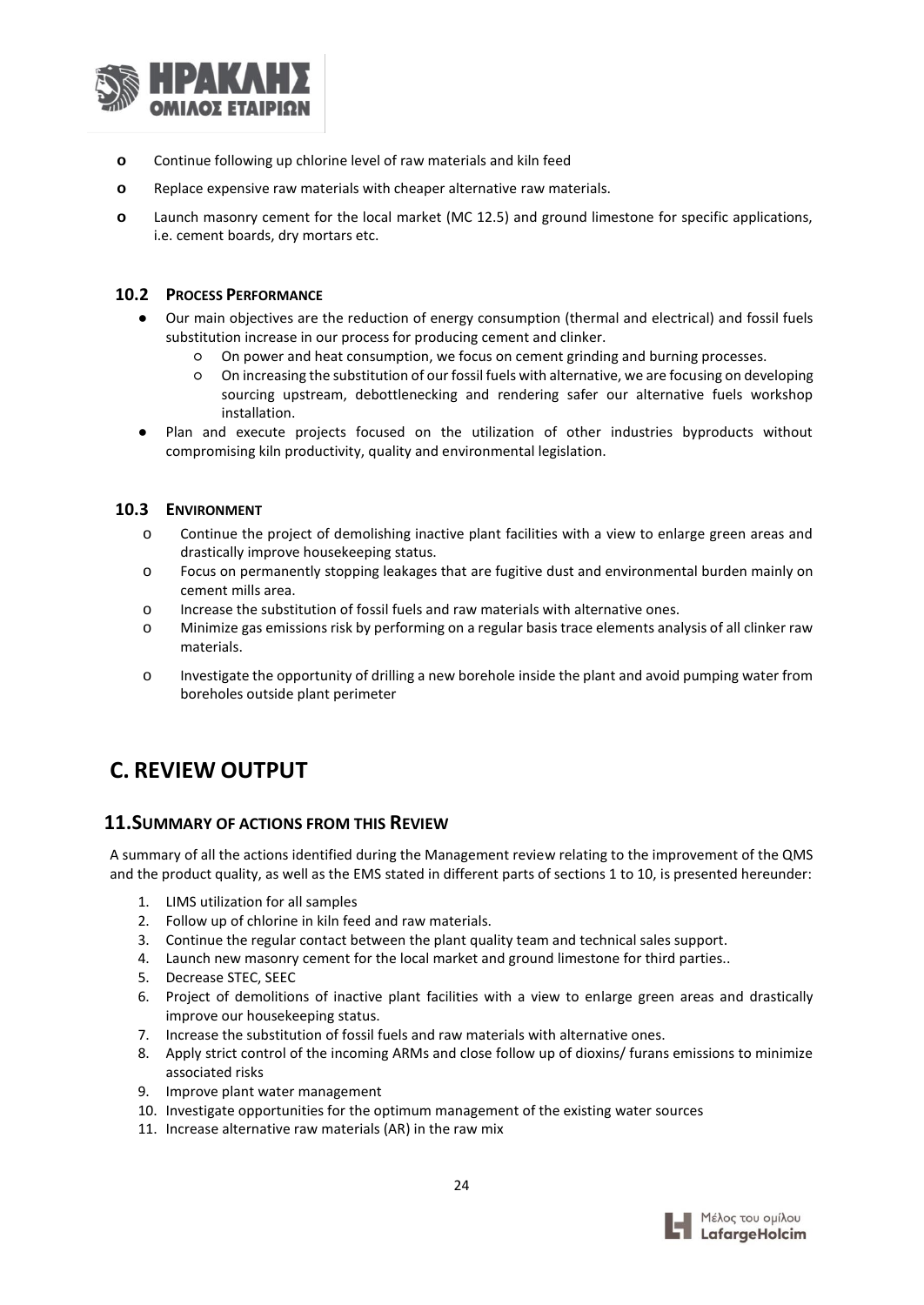- Continue following up chlorine level of raw materials and kiln feed
- Replace expensive raw materials with cheaper alternative raw materials.
- Launch masonry cement for the local market (MC 12.5) and ground limestone for specific applications, i.e. cement boards, dry mortars etc.

### 10.2 PROCESS PERFORMANCE

- Our main objectives are the reduction of energy consumption (thermal and electrical) and fossil fuels substitution increase in our process for producing cement and clinker.
  - On power and heat consumption, we focus on cement grinding and burning processes.
  - On increasing the substitution of our fossil fuels with alternative, we are focusing on developing sourcing upstream, debottlenecking and rendering safer our alternative fuels workshop installation.
- Plan and execute projects focused on the utilization of other industries byproducts without compromising kiln productivity, quality and environmental legislation.

### 10.3 ENVIRONMENT

- Continue the project of demolishing inactive plant facilities with a view to enlarge green areas and drastically improve housekeeping status.
- Focus on permanently stopping leakages that are fugitive dust and environmental burden mainly on cement mills area.
- Increase the substitution of fossil fuels and raw materials with alternative ones.
- Minimize gas emissions risk by performing on a regular basis trace elements analysis of all clinker raw materials.
- Investigate the opportunity of drilling a new borehole inside the plant and avoid pumping water from boreholes outside plant perimeter

# C. REVIEW OUTPUT

## 11. SUMMARY OF ACTIONS FROM THIS REVIEW

A summary of all the actions identified during the Management review relating to the improvement of the QMS and the product quality, as well as the EMS stated in different parts of sections 1 to 10, is presented hereunder:

1. LIMS utilization for all samples
2. Follow up of chlorine in kiln feed and raw materials.
3. Continue the regular contact between the plant quality team and technical sales support.
4. Launch new masonry cement for the local market and ground limestone for third parties..
5. Decrease STEC, SEEC
6. Project of demolitions of inactive plant facilities with a view to enlarge green areas and drastically improve our housekeeping status.
7. Increase the substitution of fossil fuels and raw materials with alternative ones.
8. Apply strict control of the incoming ARMs and close follow up of dioxins/ furans emissions to minimize associated risks
9. Improve plant water management
10. Investigate opportunities for the optimum management of the existing water sources
11. Increase alternative raw materials (AR) in the raw mix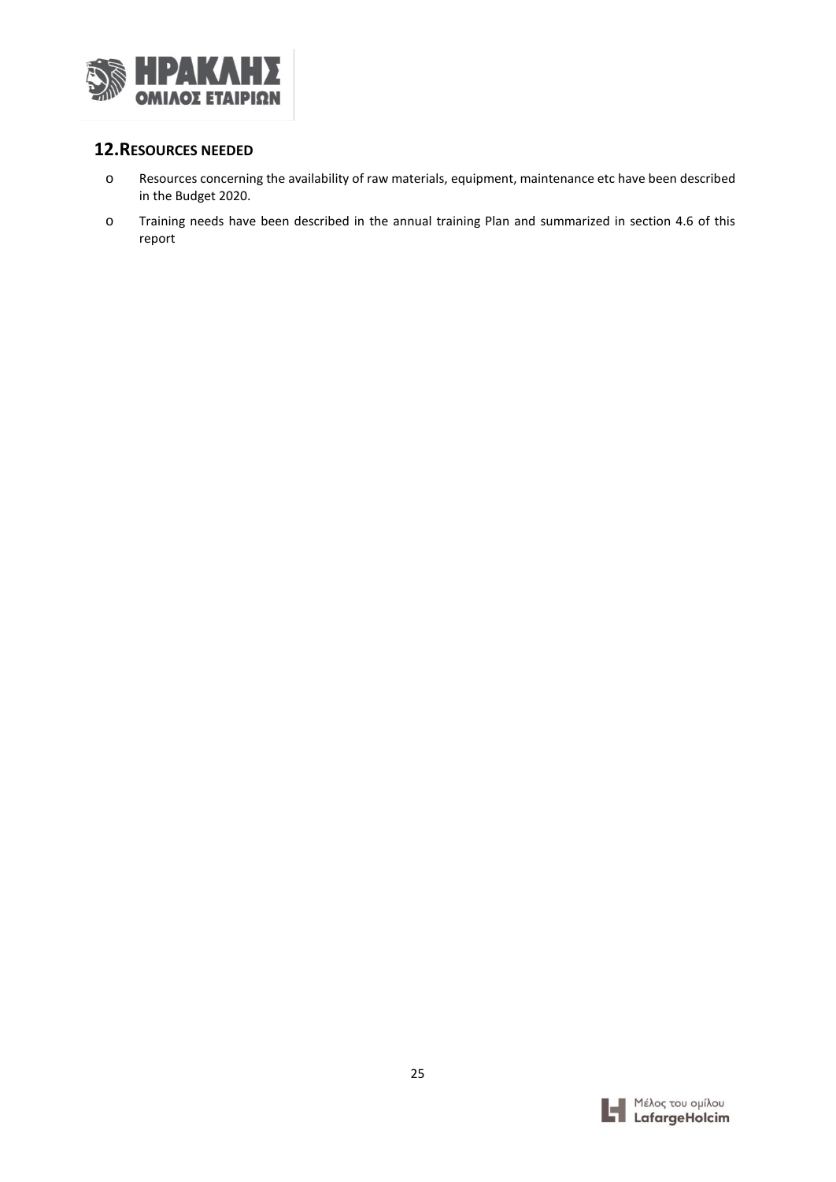## 12. Resources needed

- Resources concerning the availability of raw materials, equipment, maintenance etc have been described in the Budget 2020.
- Training needs have been described in the annual training Plan and summarized in section 4.6 of this report